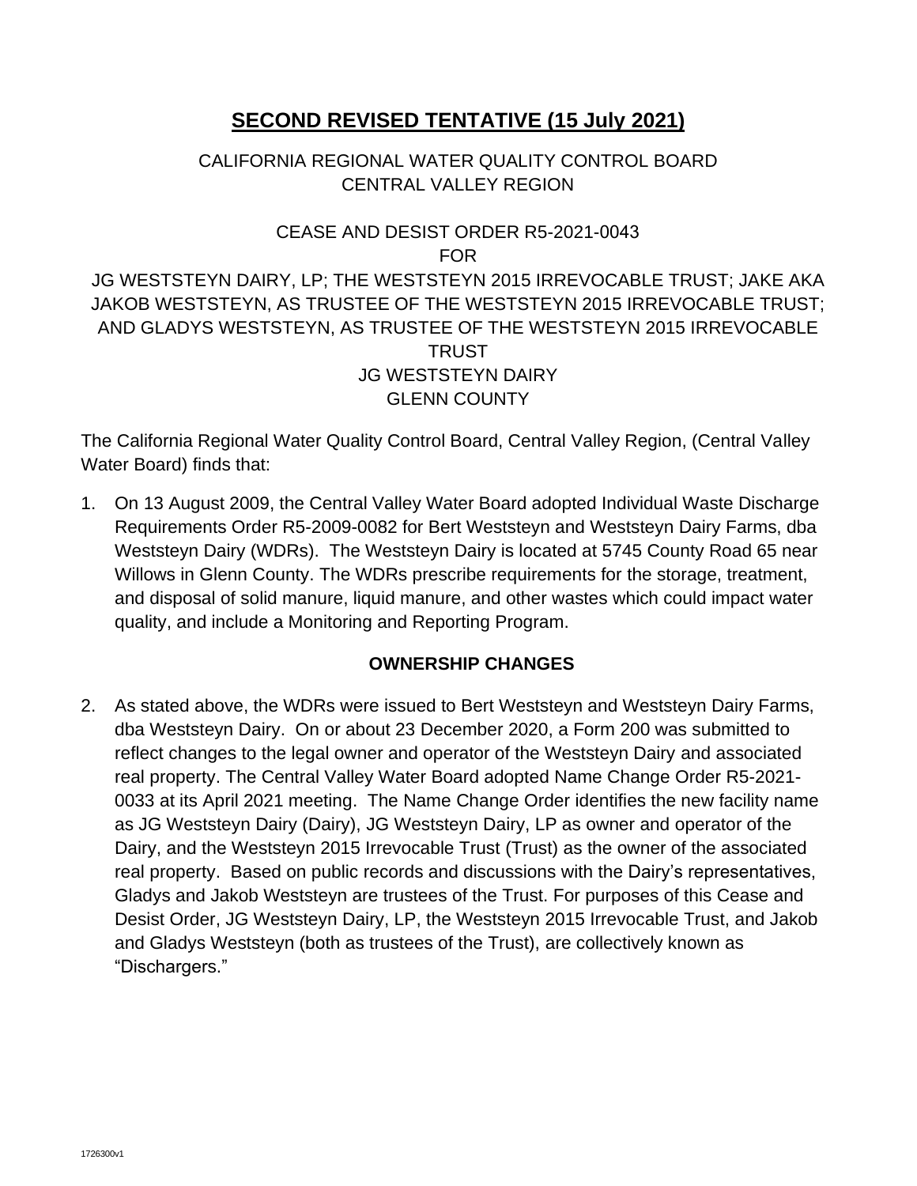# SECOND REVISED TENTATIVE (15 July 2021)

CALIFORNIA REGIONAL WATER QUALITY CONTROL BOARD
CENTRAL VALLEY REGION

CEASE AND DESIST ORDER R5-2021-0043
FOR
JG WESTSTEYN DAIRY, LP; THE WESTSTEYN 2015 IRREVOCABLE TRUST; JAKE AKA JAKOB WESTSTEYN, AS TRUSTEE OF THE WESTSTEYN 2015 IRREVOCABLE TRUST; AND GLADYS WESTSTEYN, AS TRUSTEE OF THE WESTSTEYN 2015 IRREVOCABLE TRUST
JG WESTSTEYN DAIRY
GLENN COUNTY

The California Regional Water Quality Control Board, Central Valley Region, (Central Valley Water Board) finds that:

1. On 13 August 2009, the Central Valley Water Board adopted Individual Waste Discharge Requirements Order R5-2009-0082 for Bert Weststeyn and Weststeyn Dairy Farms, dba Weststeyn Dairy (WDRs). The Weststeyn Dairy is located at 5745 County Road 65 near Willows in Glenn County. The WDRs prescribe requirements for the storage, treatment, and disposal of solid manure, liquid manure, and other wastes which could impact water quality, and include a Monitoring and Reporting Program.

## OWNERSHIP CHANGES

2. As stated above, the WDRs were issued to Bert Weststeyn and Weststeyn Dairy Farms, dba Weststeyn Dairy. On or about 23 December 2020, a Form 200 was submitted to reflect changes to the legal owner and operator of the Weststeyn Dairy and associated real property. The Central Valley Water Board adopted Name Change Order R5-2021-0033 at its April 2021 meeting. The Name Change Order identifies the new facility name as JG Weststeyn Dairy (Dairy), JG Weststeyn Dairy, LP as owner and operator of the Dairy, and the Weststeyn 2015 Irrevocable Trust (Trust) as the owner of the associated real property. Based on public records and discussions with the Dairy's representatives, Gladys and Jakob Weststeyn are trustees of the Trust. For purposes of this Cease and Desist Order, JG Weststeyn Dairy, LP, the Weststeyn 2015 Irrevocable Trust, and Jakob and Gladys Weststeyn (both as trustees of the Trust), are collectively known as "Dischargers."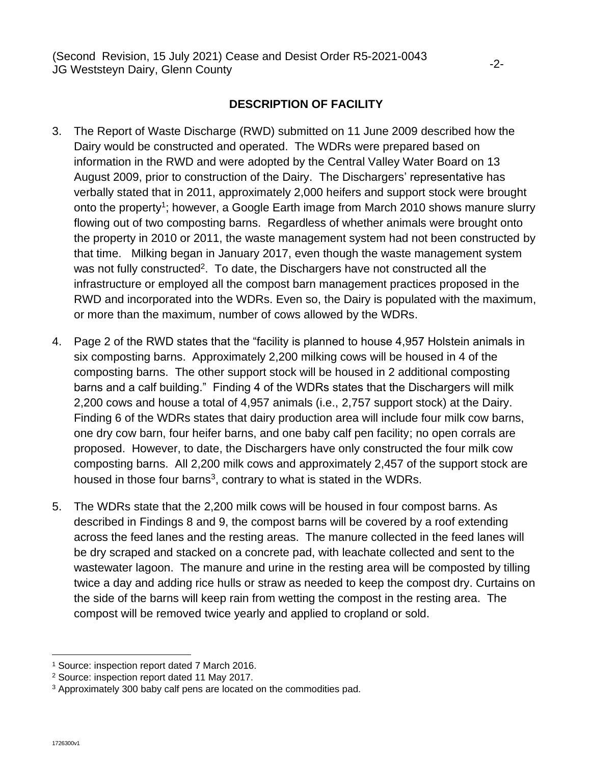## DESCRIPTION OF FACILITY

3. The Report of Waste Discharge (RWD) submitted on 11 June 2009 described how the Dairy would be constructed and operated. The WDRs were prepared based on information in the RWD and were adopted by the Central Valley Water Board on 13 August 2009, prior to construction of the Dairy. The Dischargers' representative has verbally stated that in 2011, approximately 2,000 heifers and support stock were brought onto the property[1]; however, a Google Earth image from March 2010 shows manure slurry flowing out of two composting barns. Regardless of whether animals were brought onto the property in 2010 or 2011, the waste management system had not been constructed by that time. Milking began in January 2017, even though the waste management system was not fully constructed[2]. To date, the Dischargers have not constructed all the infrastructure or employed all the compost barn management practices proposed in the RWD and incorporated into the WDRs. Even so, the Dairy is populated with the maximum, or more than the maximum, number of cows allowed by the WDRs.

4. Page 2 of the RWD states that the "facility is planned to house 4,957 Holstein animals in six composting barns. Approximately 2,200 milking cows will be housed in 4 of the composting barns. The other support stock will be housed in 2 additional composting barns and a calf building." Finding 4 of the WDRs states that the Dischargers will milk 2,200 cows and house a total of 4,957 animals (i.e., 2,757 support stock) at the Dairy. Finding 6 of the WDRs states that dairy production area will include four milk cow barns, one dry cow barn, four heifer barns, and one baby calf pen facility; no open corrals are proposed. However, to date, the Dischargers have only constructed the four milk cow composting barns. All 2,200 milk cows and approximately 2,457 of the support stock are housed in those four barns[3], contrary to what is stated in the WDRs.

5. The WDRs state that the 2,200 milk cows will be housed in four compost barns. As described in Findings 8 and 9, the compost barns will be covered by a roof extending across the feed lanes and the resting areas. The manure collected in the feed lanes will be dry scraped and stacked on a concrete pad, with leachate collected and sent to the wastewater lagoon. The manure and urine in the resting area will be composted by tilling twice a day and adding rice hulls or straw as needed to keep the compost dry. Curtains on the side of the barns will keep rain from wetting the compost in the resting area. The compost will be removed twice yearly and applied to cropland or sold.

---

[1] Source: inspection report dated 7 March 2016.

[2] Source: inspection report dated 11 May 2017.

[3] Approximately 300 baby calf pens are located on the commodities pad.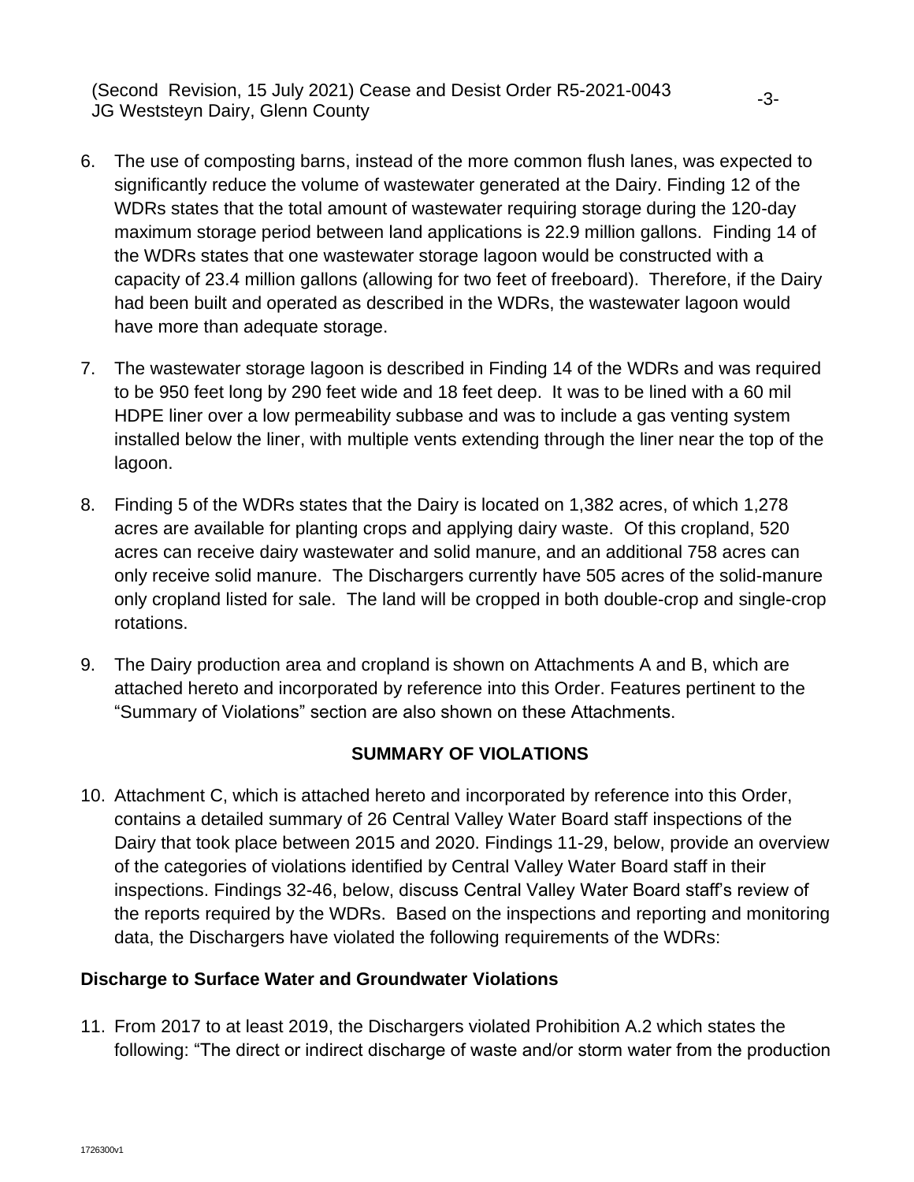6. The use of composting barns, instead of the more common flush lanes, was expected to significantly reduce the volume of wastewater generated at the Dairy. Finding 12 of the WDRs states that the total amount of wastewater requiring storage during the 120-day maximum storage period between land applications is 22.9 million gallons. Finding 14 of the WDRs states that one wastewater storage lagoon would be constructed with a capacity of 23.4 million gallons (allowing for two feet of freeboard). Therefore, if the Dairy had been built and operated as described in the WDRs, the wastewater lagoon would have more than adequate storage.

7. The wastewater storage lagoon is described in Finding 14 of the WDRs and was required to be 950 feet long by 290 feet wide and 18 feet deep. It was to be lined with a 60 mil HDPE liner over a low permeability subbase and was to include a gas venting system installed below the liner, with multiple vents extending through the liner near the top of the lagoon.

8. Finding 5 of the WDRs states that the Dairy is located on 1,382 acres, of which 1,278 acres are available for planting crops and applying dairy waste. Of this cropland, 520 acres can receive dairy wastewater and solid manure, and an additional 758 acres can only receive solid manure. The Dischargers currently have 505 acres of the solid-manure only cropland listed for sale. The land will be cropped in both double-crop and single-crop rotations.

9. The Dairy production area and cropland is shown on Attachments A and B, which are attached hereto and incorporated by reference into this Order. Features pertinent to the "Summary of Violations" section are also shown on these Attachments.

## SUMMARY OF VIOLATIONS

10. Attachment C, which is attached hereto and incorporated by reference into this Order, contains a detailed summary of 26 Central Valley Water Board staff inspections of the Dairy that took place between 2015 and 2020. Findings 11-29, below, provide an overview of the categories of violations identified by Central Valley Water Board staff in their inspections. Findings 32-46, below, discuss Central Valley Water Board staff's review of the reports required by the WDRs. Based on the inspections and reporting and monitoring data, the Dischargers have violated the following requirements of the WDRs:

### Discharge to Surface Water and Groundwater Violations

11. From 2017 to at least 2019, the Dischargers violated Prohibition A.2 which states the following: "The direct or indirect discharge of waste and/or storm water from the production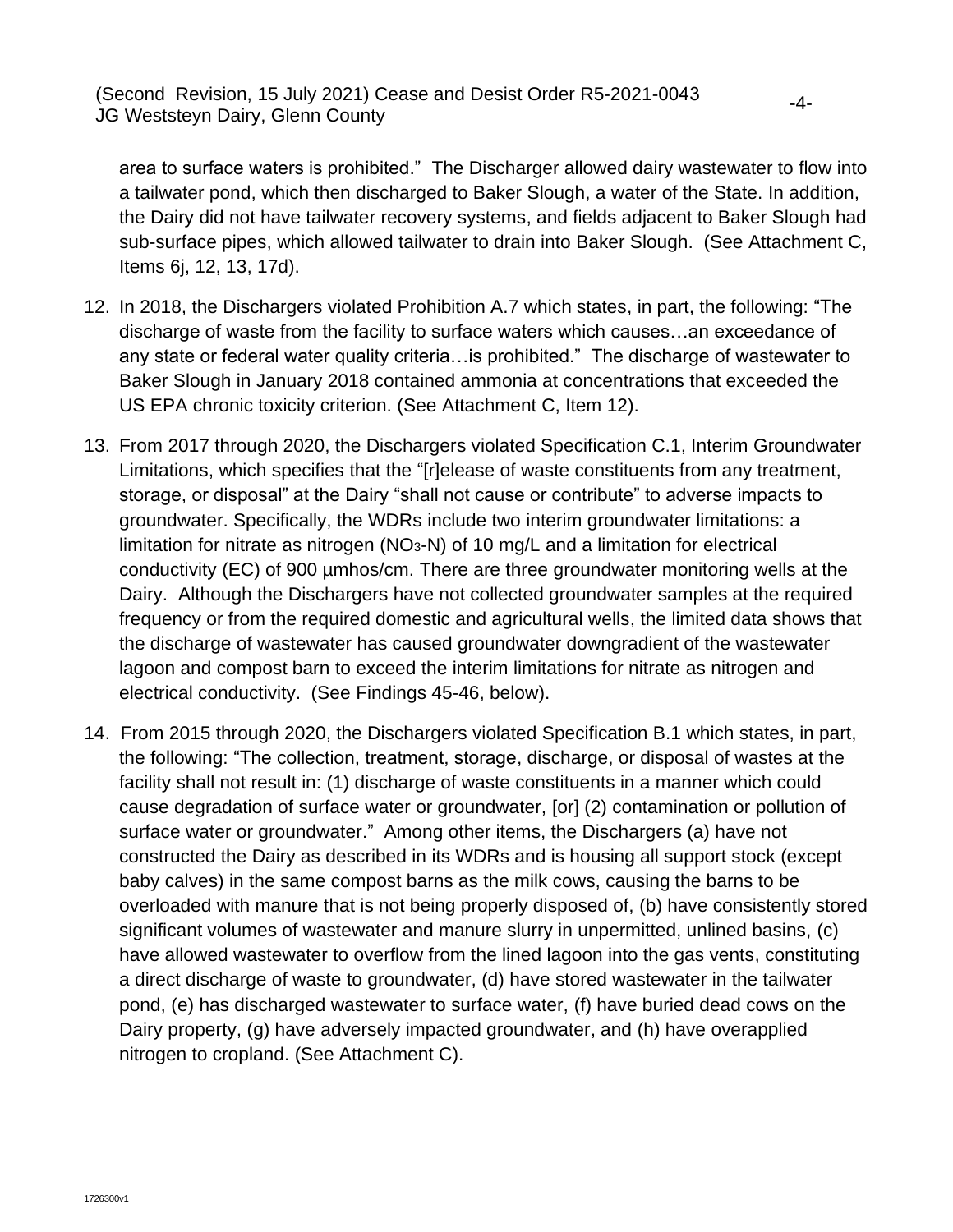area to surface waters is prohibited." The Discharger allowed dairy wastewater to flow into a tailwater pond, which then discharged to Baker Slough, a water of the State. In addition, the Dairy did not have tailwater recovery systems, and fields adjacent to Baker Slough had sub-surface pipes, which allowed tailwater to drain into Baker Slough. (See Attachment C, Items 6j, 12, 13, 17d).

12. In 2018, the Dischargers violated Prohibition A.7 which states, in part, the following: "The discharge of waste from the facility to surface waters which causes…an exceedance of any state or federal water quality criteria…is prohibited." The discharge of wastewater to Baker Slough in January 2018 contained ammonia at concentrations that exceeded the US EPA chronic toxicity criterion. (See Attachment C, Item 12).

13. From 2017 through 2020, the Dischargers violated Specification C.1, Interim Groundwater Limitations, which specifies that the "[r]elease of waste constituents from any treatment, storage, or disposal" at the Dairy "shall not cause or contribute" to adverse impacts to groundwater. Specifically, the WDRs include two interim groundwater limitations: a limitation for nitrate as nitrogen ($NO_3$-N) of 10 mg/L and a limitation for electrical conductivity (EC) of 900 µmhos/cm. There are three groundwater monitoring wells at the Dairy. Although the Dischargers have not collected groundwater samples at the required frequency or from the required domestic and agricultural wells, the limited data shows that the discharge of wastewater has caused groundwater downgradient of the wastewater lagoon and compost barn to exceed the interim limitations for nitrate as nitrogen and electrical conductivity. (See Findings 45-46, below).

14. From 2015 through 2020, the Dischargers violated Specification B.1 which states, in part, the following: "The collection, treatment, storage, discharge, or disposal of wastes at the facility shall not result in: (1) discharge of waste constituents in a manner which could cause degradation of surface water or groundwater, [or] (2) contamination or pollution of surface water or groundwater." Among other items, the Dischargers (a) have not constructed the Dairy as described in its WDRs and is housing all support stock (except baby calves) in the same compost barns as the milk cows, causing the barns to be overloaded with manure that is not being properly disposed of, (b) have consistently stored significant volumes of wastewater and manure slurry in unpermitted, unlined basins, (c) have allowed wastewater to overflow from the lined lagoon into the gas vents, constituting a direct discharge of waste to groundwater, (d) have stored wastewater in the tailwater pond, (e) has discharged wastewater to surface water, (f) have buried dead cows on the Dairy property, (g) have adversely impacted groundwater, and (h) have overapplied nitrogen to cropland. (See Attachment C).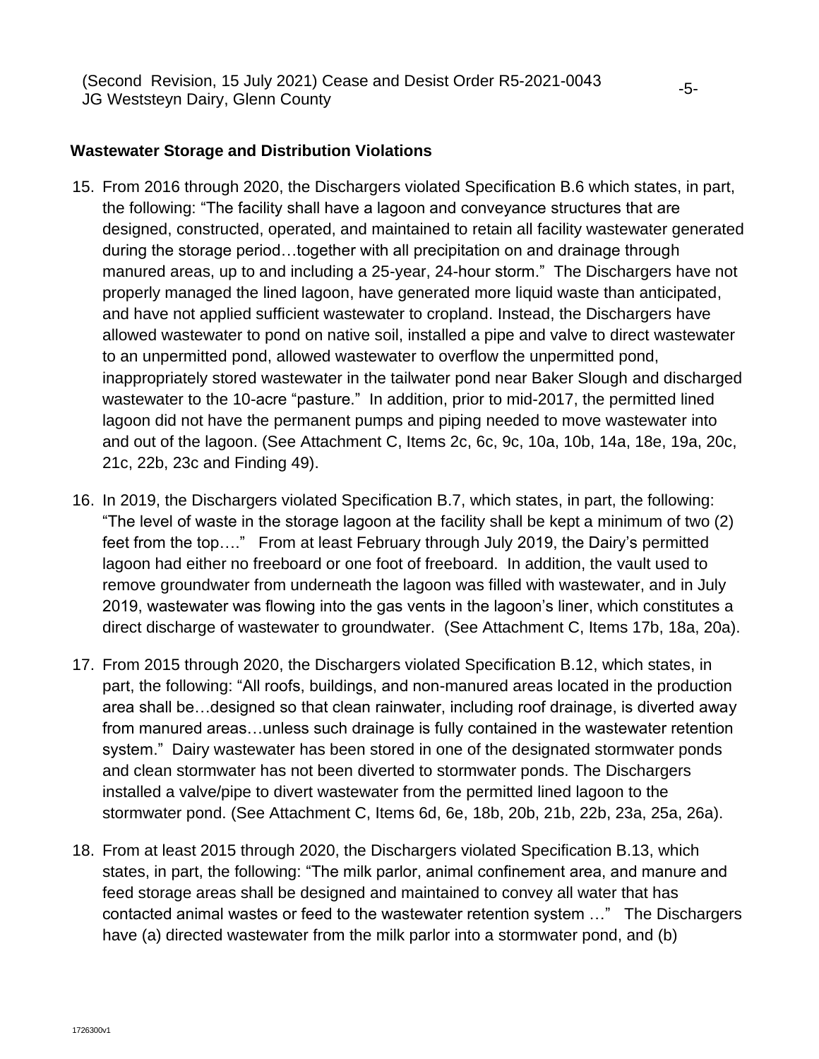**Wastewater Storage and Distribution Violations**

15. From 2016 through 2020, the Dischargers violated Specification B.6 which states, in part, the following: "The facility shall have a lagoon and conveyance structures that are designed, constructed, operated, and maintained to retain all facility wastewater generated during the storage period…together with all precipitation on and drainage through manured areas, up to and including a 25-year, 24-hour storm." The Dischargers have not properly managed the lined lagoon, have generated more liquid waste than anticipated, and have not applied sufficient wastewater to cropland. Instead, the Dischargers have allowed wastewater to pond on native soil, installed a pipe and valve to direct wastewater to an unpermitted pond, allowed wastewater to overflow the unpermitted pond, inappropriately stored wastewater in the tailwater pond near Baker Slough and discharged wastewater to the 10-acre "pasture." In addition, prior to mid-2017, the permitted lined lagoon did not have the permanent pumps and piping needed to move wastewater into and out of the lagoon. (See Attachment C, Items 2c, 6c, 9c, 10a, 10b, 14a, 18e, 19a, 20c, 21c, 22b, 23c and Finding 49).

16. In 2019, the Dischargers violated Specification B.7, which states, in part, the following: "The level of waste in the storage lagoon at the facility shall be kept a minimum of two (2) feet from the top…." From at least February through July 2019, the Dairy's permitted lagoon had either no freeboard or one foot of freeboard. In addition, the vault used to remove groundwater from underneath the lagoon was filled with wastewater, and in July 2019, wastewater was flowing into the gas vents in the lagoon's liner, which constitutes a direct discharge of wastewater to groundwater. (See Attachment C, Items 17b, 18a, 20a).

17. From 2015 through 2020, the Dischargers violated Specification B.12, which states, in part, the following: "All roofs, buildings, and non-manured areas located in the production area shall be…designed so that clean rainwater, including roof drainage, is diverted away from manured areas…unless such drainage is fully contained in the wastewater retention system." Dairy wastewater has been stored in one of the designated stormwater ponds and clean stormwater has not been diverted to stormwater ponds. The Dischargers installed a valve/pipe to divert wastewater from the permitted lined lagoon to the stormwater pond. (See Attachment C, Items 6d, 6e, 18b, 20b, 21b, 22b, 23a, 25a, 26a).

18. From at least 2015 through 2020, the Dischargers violated Specification B.13, which states, in part, the following: "The milk parlor, animal confinement area, and manure and feed storage areas shall be designed and maintained to convey all water that has contacted animal wastes or feed to the wastewater retention system …" The Dischargers have (a) directed wastewater from the milk parlor into a stormwater pond, and (b)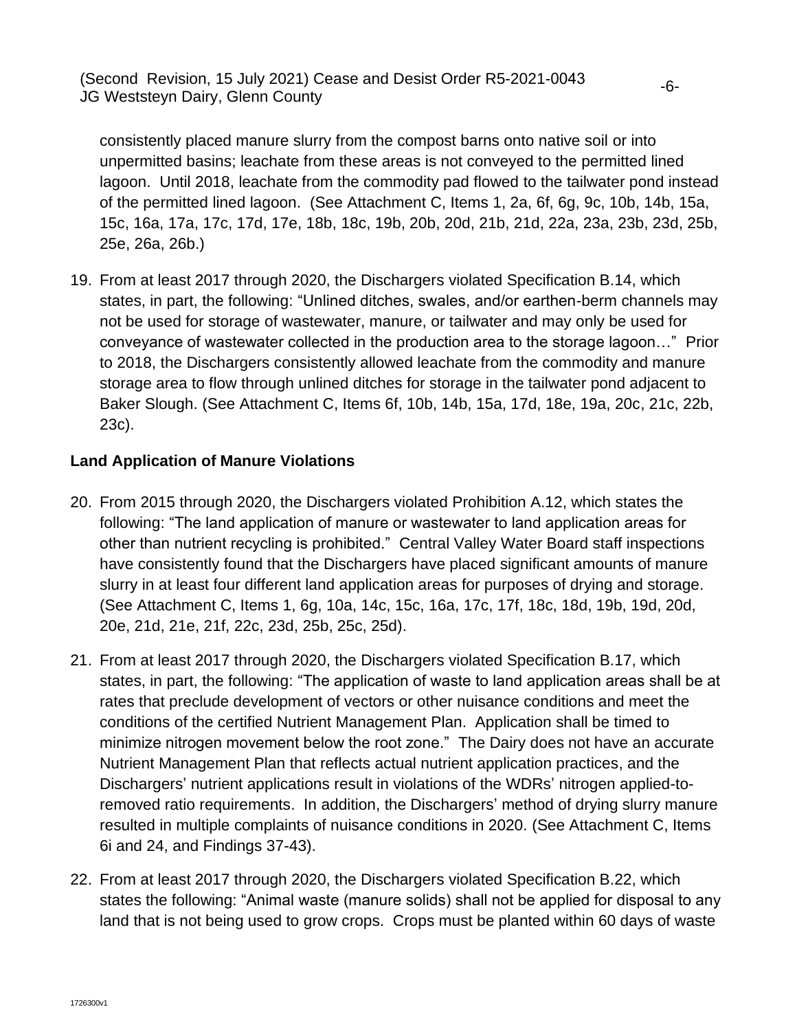consistently placed manure slurry from the compost barns onto native soil or into unpermitted basins; leachate from these areas is not conveyed to the permitted lined lagoon. Until 2018, leachate from the commodity pad flowed to the tailwater pond instead of the permitted lined lagoon. (See Attachment C, Items 1, 2a, 6f, 6g, 9c, 10b, 14b, 15a, 15c, 16a, 17a, 17c, 17d, 17e, 18b, 18c, 19b, 20b, 20d, 21b, 21d, 22a, 23a, 23b, 23d, 25b, 25e, 26a, 26b.)

19. From at least 2017 through 2020, the Dischargers violated Specification B.14, which states, in part, the following: "Unlined ditches, swales, and/or earthen-berm channels may not be used for storage of wastewater, manure, or tailwater and may only be used for conveyance of wastewater collected in the production area to the storage lagoon…" Prior to 2018, the Dischargers consistently allowed leachate from the commodity and manure storage area to flow through unlined ditches for storage in the tailwater pond adjacent to Baker Slough. (See Attachment C, Items 6f, 10b, 14b, 15a, 17d, 18e, 19a, 20c, 21c, 22b, 23c).

**Land Application of Manure Violations**

20. From 2015 through 2020, the Dischargers violated Prohibition A.12, which states the following: "The land application of manure or wastewater to land application areas for other than nutrient recycling is prohibited." Central Valley Water Board staff inspections have consistently found that the Dischargers have placed significant amounts of manure slurry in at least four different land application areas for purposes of drying and storage. (See Attachment C, Items 1, 6g, 10a, 14c, 15c, 16a, 17c, 17f, 18c, 18d, 19b, 19d, 20d, 20e, 21d, 21e, 21f, 22c, 23d, 25b, 25c, 25d).

21. From at least 2017 through 2020, the Dischargers violated Specification B.17, which states, in part, the following: "The application of waste to land application areas shall be at rates that preclude development of vectors or other nuisance conditions and meet the conditions of the certified Nutrient Management Plan. Application shall be timed to minimize nitrogen movement below the root zone." The Dairy does not have an accurate Nutrient Management Plan that reflects actual nutrient application practices, and the Dischargers' nutrient applications result in violations of the WDRs' nitrogen applied-to-removed ratio requirements. In addition, the Dischargers' method of drying slurry manure resulted in multiple complaints of nuisance conditions in 2020. (See Attachment C, Items 6i and 24, and Findings 37-43).

22. From at least 2017 through 2020, the Dischargers violated Specification B.22, which states the following: "Animal waste (manure solids) shall not be applied for disposal to any land that is not being used to grow crops. Crops must be planted within 60 days of waste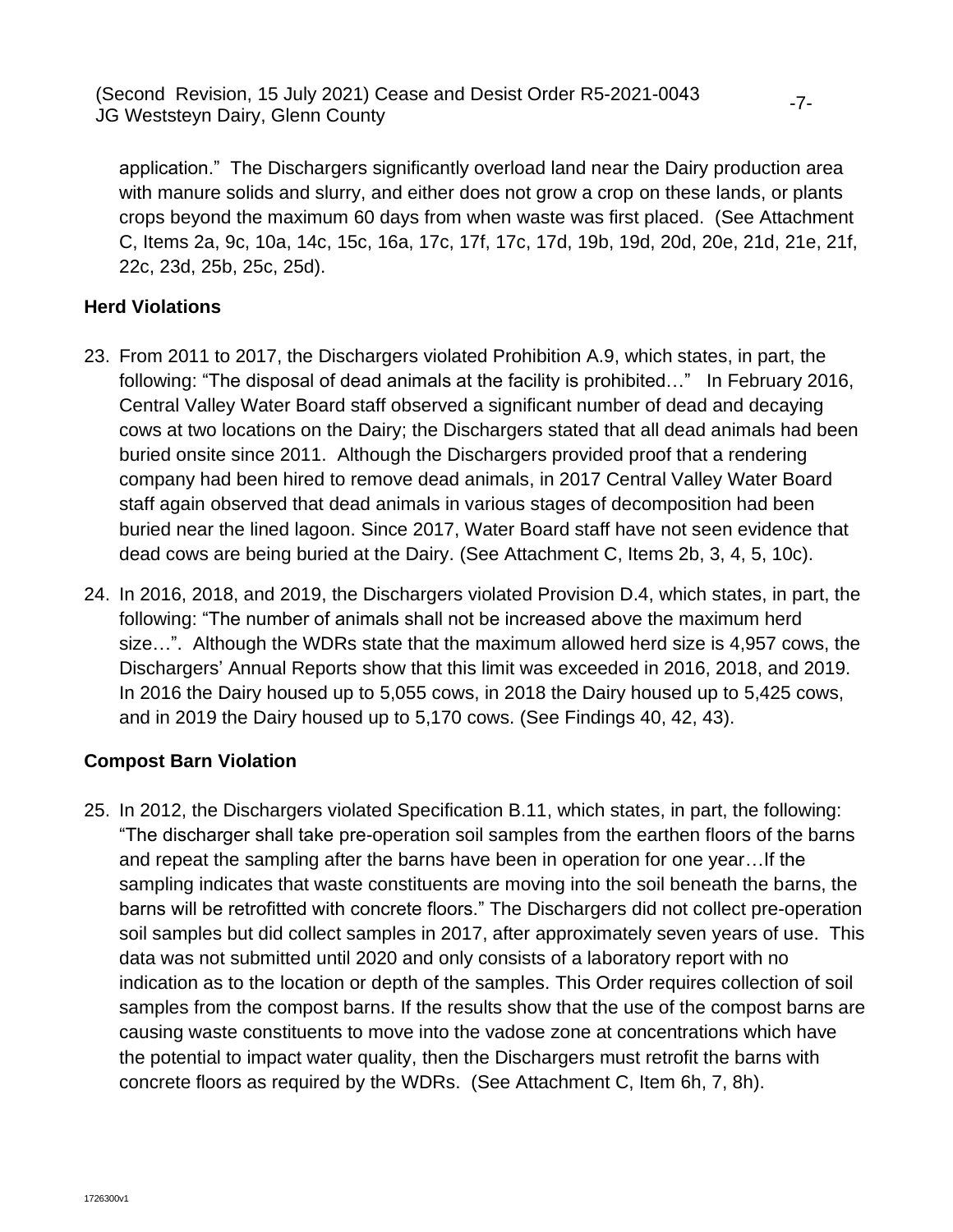application." The Dischargers significantly overload land near the Dairy production area with manure solids and slurry, and either does not grow a crop on these lands, or plants crops beyond the maximum 60 days from when waste was first placed. (See Attachment C, Items 2a, 9c, 10a, 14c, 15c, 16a, 17c, 17f, 17c, 17d, 19b, 19d, 20d, 20e, 21d, 21e, 21f, 22c, 23d, 25b, 25c, 25d).

### Herd Violations

23. From 2011 to 2017, the Dischargers violated Prohibition A.9, which states, in part, the following: "The disposal of dead animals at the facility is prohibited…" In February 2016, Central Valley Water Board staff observed a significant number of dead and decaying cows at two locations on the Dairy; the Dischargers stated that all dead animals had been buried onsite since 2011. Although the Dischargers provided proof that a rendering company had been hired to remove dead animals, in 2017 Central Valley Water Board staff again observed that dead animals in various stages of decomposition had been buried near the lined lagoon. Since 2017, Water Board staff have not seen evidence that dead cows are being buried at the Dairy. (See Attachment C, Items 2b, 3, 4, 5, 10c).

24. In 2016, 2018, and 2019, the Dischargers violated Provision D.4, which states, in part, the following: "The number of animals shall not be increased above the maximum herd size…". Although the WDRs state that the maximum allowed herd size is 4,957 cows, the Dischargers' Annual Reports show that this limit was exceeded in 2016, 2018, and 2019. In 2016 the Dairy housed up to 5,055 cows, in 2018 the Dairy housed up to 5,425 cows, and in 2019 the Dairy housed up to 5,170 cows. (See Findings 40, 42, 43).

### Compost Barn Violation

25. In 2012, the Dischargers violated Specification B.11, which states, in part, the following: "The discharger shall take pre-operation soil samples from the earthen floors of the barns and repeat the sampling after the barns have been in operation for one year…If the sampling indicates that waste constituents are moving into the soil beneath the barns, the barns will be retrofitted with concrete floors." The Dischargers did not collect pre-operation soil samples but did collect samples in 2017, after approximately seven years of use. This data was not submitted until 2020 and only consists of a laboratory report with no indication as to the location or depth of the samples. This Order requires collection of soil samples from the compost barns. If the results show that the use of the compost barns are causing waste constituents to move into the vadose zone at concentrations which have the potential to impact water quality, then the Dischargers must retrofit the barns with concrete floors as required by the WDRs. (See Attachment C, Item 6h, 7, 8h).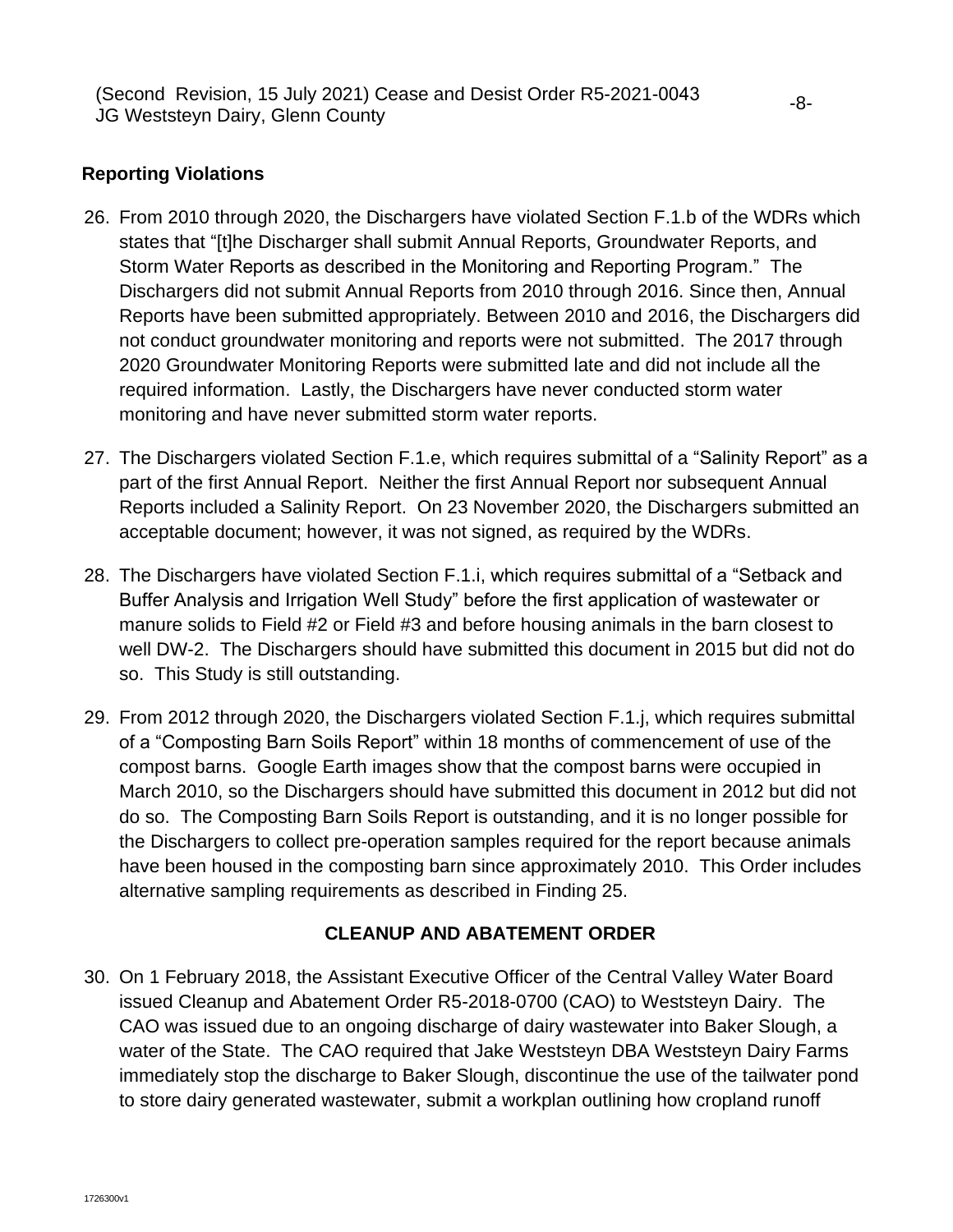**Reporting Violations**

26. From 2010 through 2020, the Dischargers have violated Section F.1.b of the WDRs which states that "[t]he Discharger shall submit Annual Reports, Groundwater Reports, and Storm Water Reports as described in the Monitoring and Reporting Program." The Dischargers did not submit Annual Reports from 2010 through 2016. Since then, Annual Reports have been submitted appropriately. Between 2010 and 2016, the Dischargers did not conduct groundwater monitoring and reports were not submitted. The 2017 through 2020 Groundwater Monitoring Reports were submitted late and did not include all the required information. Lastly, the Dischargers have never conducted storm water monitoring and have never submitted storm water reports.

27. The Dischargers violated Section F.1.e, which requires submittal of a "Salinity Report" as a part of the first Annual Report. Neither the first Annual Report nor subsequent Annual Reports included a Salinity Report. On 23 November 2020, the Dischargers submitted an acceptable document; however, it was not signed, as required by the WDRs.

28. The Dischargers have violated Section F.1.i, which requires submittal of a "Setback and Buffer Analysis and Irrigation Well Study" before the first application of wastewater or manure solids to Field #2 or Field #3 and before housing animals in the barn closest to well DW-2. The Dischargers should have submitted this document in 2015 but did not do so. This Study is still outstanding.

29. From 2012 through 2020, the Dischargers violated Section F.1.j, which requires submittal of a "Composting Barn Soils Report" within 18 months of commencement of use of the compost barns. Google Earth images show that the compost barns were occupied in March 2010, so the Dischargers should have submitted this document in 2012 but did not do so. The Composting Barn Soils Report is outstanding, and it is no longer possible for the Dischargers to collect pre-operation samples required for the report because animals have been housed in the composting barn since approximately 2010. This Order includes alternative sampling requirements as described in Finding 25.

## CLEANUP AND ABATEMENT ORDER

30. On 1 February 2018, the Assistant Executive Officer of the Central Valley Water Board issued Cleanup and Abatement Order R5-2018-0700 (CAO) to Weststeyn Dairy. The CAO was issued due to an ongoing discharge of dairy wastewater into Baker Slough, a water of the State. The CAO required that Jake Weststeyn DBA Weststeyn Dairy Farms immediately stop the discharge to Baker Slough, discontinue the use of the tailwater pond to store dairy generated wastewater, submit a workplan outlining how cropland runoff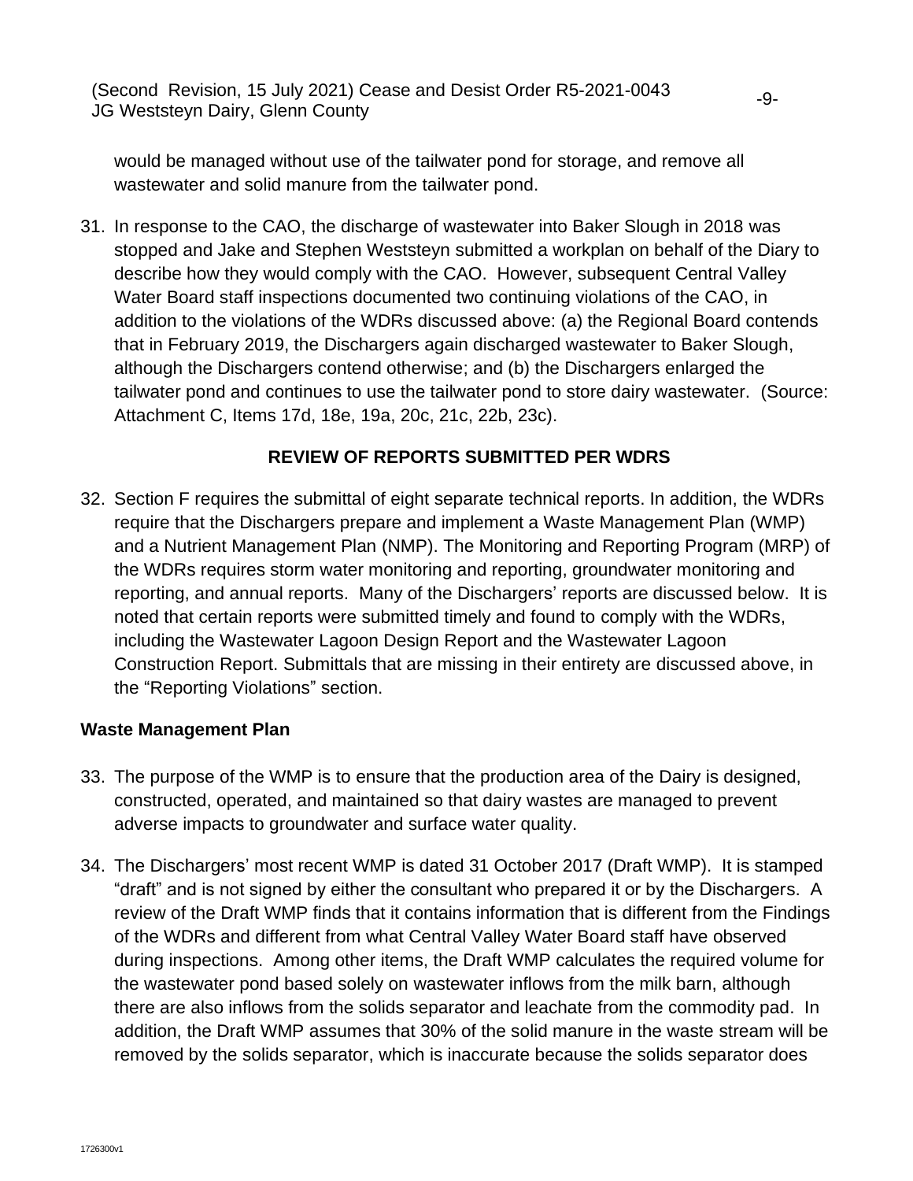would be managed without use of the tailwater pond for storage, and remove all wastewater and solid manure from the tailwater pond.

31. In response to the CAO, the discharge of wastewater into Baker Slough in 2018 was stopped and Jake and Stephen Weststeyn submitted a workplan on behalf of the Diary to describe how they would comply with the CAO. However, subsequent Central Valley Water Board staff inspections documented two continuing violations of the CAO, in addition to the violations of the WDRs discussed above: (a) the Regional Board contends that in February 2019, the Dischargers again discharged wastewater to Baker Slough, although the Dischargers contend otherwise; and (b) the Dischargers enlarged the tailwater pond and continues to use the tailwater pond to store dairy wastewater. (Source: Attachment C, Items 17d, 18e, 19a, 20c, 21c, 22b, 23c).

## REVIEW OF REPORTS SUBMITTED PER WDRS

32. Section F requires the submittal of eight separate technical reports. In addition, the WDRs require that the Dischargers prepare and implement a Waste Management Plan (WMP) and a Nutrient Management Plan (NMP). The Monitoring and Reporting Program (MRP) of the WDRs requires storm water monitoring and reporting, groundwater monitoring and reporting, and annual reports. Many of the Dischargers' reports are discussed below. It is noted that certain reports were submitted timely and found to comply with the WDRs, including the Wastewater Lagoon Design Report and the Wastewater Lagoon Construction Report. Submittals that are missing in their entirety are discussed above, in the "Reporting Violations" section.

### Waste Management Plan

33. The purpose of the WMP is to ensure that the production area of the Dairy is designed, constructed, operated, and maintained so that dairy wastes are managed to prevent adverse impacts to groundwater and surface water quality.

34. The Dischargers' most recent WMP is dated 31 October 2017 (Draft WMP). It is stamped "draft" and is not signed by either the consultant who prepared it or by the Dischargers. A review of the Draft WMP finds that it contains information that is different from the Findings of the WDRs and different from what Central Valley Water Board staff have observed during inspections. Among other items, the Draft WMP calculates the required volume for the wastewater pond based solely on wastewater inflows from the milk barn, although there are also inflows from the solids separator and leachate from the commodity pad. In addition, the Draft WMP assumes that 30% of the solid manure in the waste stream will be removed by the solids separator, which is inaccurate because the solids separator does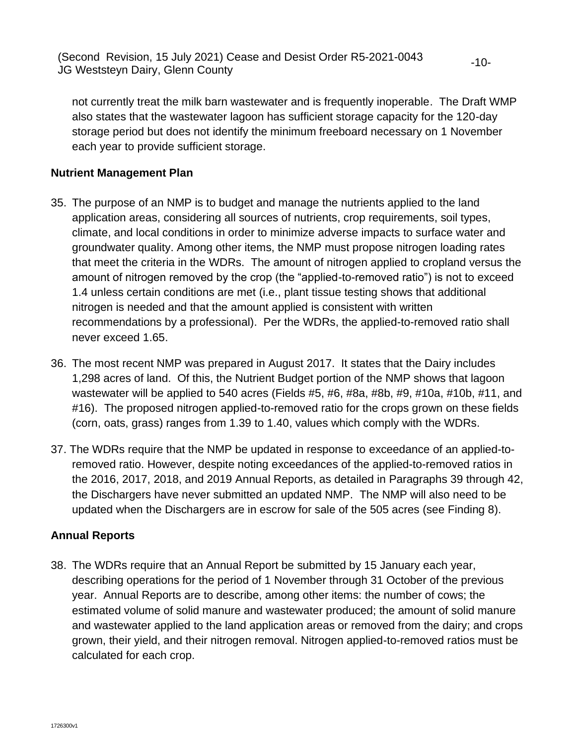not currently treat the milk barn wastewater and is frequently inoperable. The Draft WMP also states that the wastewater lagoon has sufficient storage capacity for the 120-day storage period but does not identify the minimum freeboard necessary on 1 November each year to provide sufficient storage.

**Nutrient Management Plan**

35. The purpose of an NMP is to budget and manage the nutrients applied to the land application areas, considering all sources of nutrients, crop requirements, soil types, climate, and local conditions in order to minimize adverse impacts to surface water and groundwater quality. Among other items, the NMP must propose nitrogen loading rates that meet the criteria in the WDRs. The amount of nitrogen applied to cropland versus the amount of nitrogen removed by the crop (the "applied-to-removed ratio") is not to exceed 1.4 unless certain conditions are met (i.e., plant tissue testing shows that additional nitrogen is needed and that the amount applied is consistent with written recommendations by a professional). Per the WDRs, the applied-to-removed ratio shall never exceed 1.65.

36. The most recent NMP was prepared in August 2017. It states that the Dairy includes 1,298 acres of land. Of this, the Nutrient Budget portion of the NMP shows that lagoon wastewater will be applied to 540 acres (Fields #5, #6, #8a, #8b, #9, #10a, #10b, #11, and #16). The proposed nitrogen applied-to-removed ratio for the crops grown on these fields (corn, oats, grass) ranges from 1.39 to 1.40, values which comply with the WDRs.

37. The WDRs require that the NMP be updated in response to exceedance of an applied-to-removed ratio. However, despite noting exceedances of the applied-to-removed ratios in the 2016, 2017, 2018, and 2019 Annual Reports, as detailed in Paragraphs 39 through 42, the Dischargers have never submitted an updated NMP. The NMP will also need to be updated when the Dischargers are in escrow for sale of the 505 acres (see Finding 8).

**Annual Reports**

38. The WDRs require that an Annual Report be submitted by 15 January each year, describing operations for the period of 1 November through 31 October of the previous year. Annual Reports are to describe, among other items: the number of cows; the estimated volume of solid manure and wastewater produced; the amount of solid manure and wastewater applied to the land application areas or removed from the dairy; and crops grown, their yield, and their nitrogen removal. Nitrogen applied-to-removed ratios must be calculated for each crop.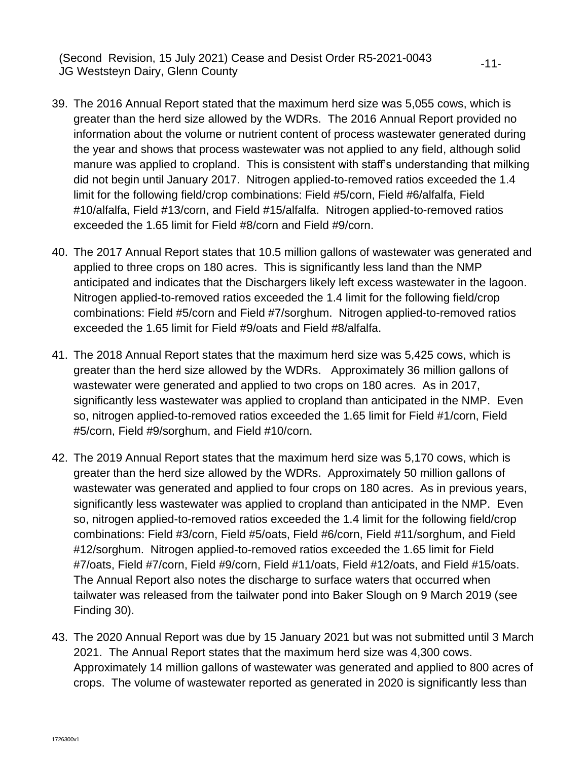39. The 2016 Annual Report stated that the maximum herd size was 5,055 cows, which is greater than the herd size allowed by the WDRs. The 2016 Annual Report provided no information about the volume or nutrient content of process wastewater generated during the year and shows that process wastewater was not applied to any field, although solid manure was applied to cropland. This is consistent with staff's understanding that milking did not begin until January 2017. Nitrogen applied-to-removed ratios exceeded the 1.4 limit for the following field/crop combinations: Field #5/corn, Field #6/alfalfa, Field #10/alfalfa, Field #13/corn, and Field #15/alfalfa. Nitrogen applied-to-removed ratios exceeded the 1.65 limit for Field #8/corn and Field #9/corn.

40. The 2017 Annual Report states that 10.5 million gallons of wastewater was generated and applied to three crops on 180 acres. This is significantly less land than the NMP anticipated and indicates that the Dischargers likely left excess wastewater in the lagoon. Nitrogen applied-to-removed ratios exceeded the 1.4 limit for the following field/crop combinations: Field #5/corn and Field #7/sorghum. Nitrogen applied-to-removed ratios exceeded the 1.65 limit for Field #9/oats and Field #8/alfalfa.

41. The 2018 Annual Report states that the maximum herd size was 5,425 cows, which is greater than the herd size allowed by the WDRs. Approximately 36 million gallons of wastewater were generated and applied to two crops on 180 acres. As in 2017, significantly less wastewater was applied to cropland than anticipated in the NMP. Even so, nitrogen applied-to-removed ratios exceeded the 1.65 limit for Field #1/corn, Field #5/corn, Field #9/sorghum, and Field #10/corn.

42. The 2019 Annual Report states that the maximum herd size was 5,170 cows, which is greater than the herd size allowed by the WDRs. Approximately 50 million gallons of wastewater was generated and applied to four crops on 180 acres. As in previous years, significantly less wastewater was applied to cropland than anticipated in the NMP. Even so, nitrogen applied-to-removed ratios exceeded the 1.4 limit for the following field/crop combinations: Field #3/corn, Field #5/oats, Field #6/corn, Field #11/sorghum, and Field #12/sorghum. Nitrogen applied-to-removed ratios exceeded the 1.65 limit for Field #7/oats, Field #7/corn, Field #9/corn, Field #11/oats, Field #12/oats, and Field #15/oats. The Annual Report also notes the discharge to surface waters that occurred when tailwater was released from the tailwater pond into Baker Slough on 9 March 2019 (see Finding 30).

43. The 2020 Annual Report was due by 15 January 2021 but was not submitted until 3 March 2021. The Annual Report states that the maximum herd size was 4,300 cows. Approximately 14 million gallons of wastewater was generated and applied to 800 acres of crops. The volume of wastewater reported as generated in 2020 is significantly less than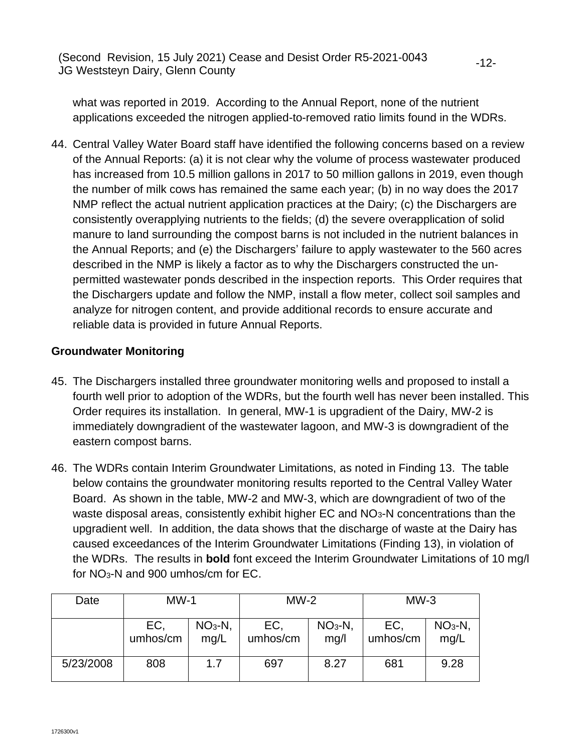what was reported in 2019. According to the Annual Report, none of the nutrient applications exceeded the nitrogen applied-to-removed ratio limits found in the WDRs.

44. Central Valley Water Board staff have identified the following concerns based on a review of the Annual Reports: (a) it is not clear why the volume of process wastewater produced has increased from 10.5 million gallons in 2017 to 50 million gallons in 2019, even though the number of milk cows has remained the same each year; (b) in no way does the 2017 NMP reflect the actual nutrient application practices at the Dairy; (c) the Dischargers are consistently overapplying nutrients to the fields; (d) the severe overapplication of solid manure to land surrounding the compost barns is not included in the nutrient balances in the Annual Reports; and (e) the Dischargers' failure to apply wastewater to the 560 acres described in the NMP is likely a factor as to why the Dischargers constructed the un-permitted wastewater ponds described in the inspection reports. This Order requires that the Dischargers update and follow the NMP, install a flow meter, collect soil samples and analyze for nitrogen content, and provide additional records to ensure accurate and reliable data is provided in future Annual Reports.

**Groundwater Monitoring**

45. The Dischargers installed three groundwater monitoring wells and proposed to install a fourth well prior to adoption of the WDRs, but the fourth well has never been installed. This Order requires its installation. In general, MW-1 is upgradient of the Dairy, MW-2 is immediately downgradient of the wastewater lagoon, and MW-3 is downgradient of the eastern compost barns.

46. The WDRs contain Interim Groundwater Limitations, as noted in Finding 13. The table below contains the groundwater monitoring results reported to the Central Valley Water Board. As shown in the table, MW-2 and MW-3, which are downgradient of two of the waste disposal areas, consistently exhibit higher EC and $NO_3$-N concentrations than the upgradient well. In addition, the data shows that the discharge of waste at the Dairy has caused exceedances of the Interim Groundwater Limitations (Finding 13), in violation of the WDRs. The results in **bold** font exceed the Interim Groundwater Limitations of 10 mg/l for $NO_3$-N and 900 umhos/cm for EC.

| Date | MW-1 | | MW-2 | | MW-3 | |
|---|---|---|---|---|---|---|
| | EC, umhos/cm | $NO_3$-N, mg/L | EC, umhos/cm | $NO_3$-N, mg/l | EC, umhos/cm | $NO_3$-N, mg/L |
| 5/23/2008 | 808 | 1.7 | 697 | 8.27 | 681 | 9.28 |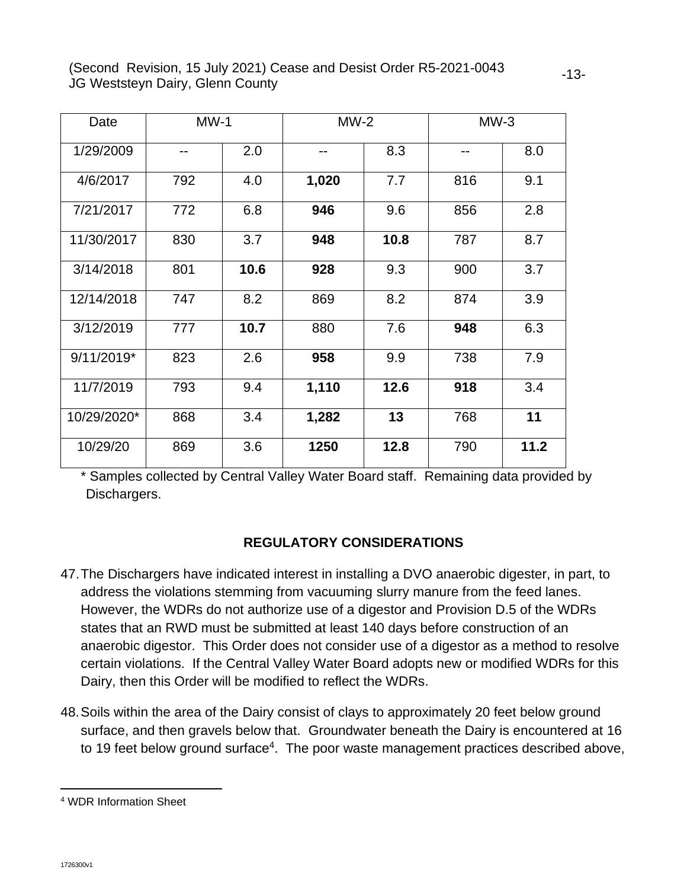| Date | MW-1 | | MW-2 | | MW-3 | |
|---|---|---|---|---|---|---|
| 1/29/2009 | -- | 2.0 | -- | 8.3 | -- | 8.0 |
| 4/6/2017 | 792 | 4.0 | **1,020** | 7.7 | 816 | 9.1 |
| 7/21/2017 | 772 | 6.8 | **946** | 9.6 | 856 | 2.8 |
| 11/30/2017 | 830 | 3.7 | **948** | **10.8** | 787 | 8.7 |
| 3/14/2018 | 801 | **10.6** | **928** | 9.3 | 900 | 3.7 |
| 12/14/2018 | 747 | 8.2 | 869 | 8.2 | 874 | 3.9 |
| 3/12/2019 | 777 | **10.7** | 880 | 7.6 | **948** | 6.3 |
| 9/11/2019* | 823 | 2.6 | **958** | 9.9 | 738 | 7.9 |
| 11/7/2019 | 793 | 9.4 | **1,110** | **12.6** | **918** | 3.4 |
| 10/29/2020* | 868 | 3.4 | **1,282** | **13** | 768 | **11** |
| 10/29/20 | 869 | 3.6 | **1250** | **12.8** | 790 | **11.2** |

* Samples collected by Central Valley Water Board staff. Remaining data provided by Dischargers.

## REGULATORY CONSIDERATIONS

47. The Dischargers have indicated interest in installing a DVO anaerobic digester, in part, to address the violations stemming from vacuuming slurry manure from the feed lanes. However, the WDRs do not authorize use of a digestor and Provision D.5 of the WDRs states that an RWD must be submitted at least 140 days before construction of an anaerobic digestor. This Order does not consider use of a digestor as a method to resolve certain violations. If the Central Valley Water Board adopts new or modified WDRs for this Dairy, then this Order will be modified to reflect the WDRs.

48. Soils within the area of the Dairy consist of clays to approximately 20 feet below ground surface, and then gravels below that. Groundwater beneath the Dairy is encountered at 16 to 19 feet below ground surface[4]. The poor waste management practices described above,

[4] WDR Information Sheet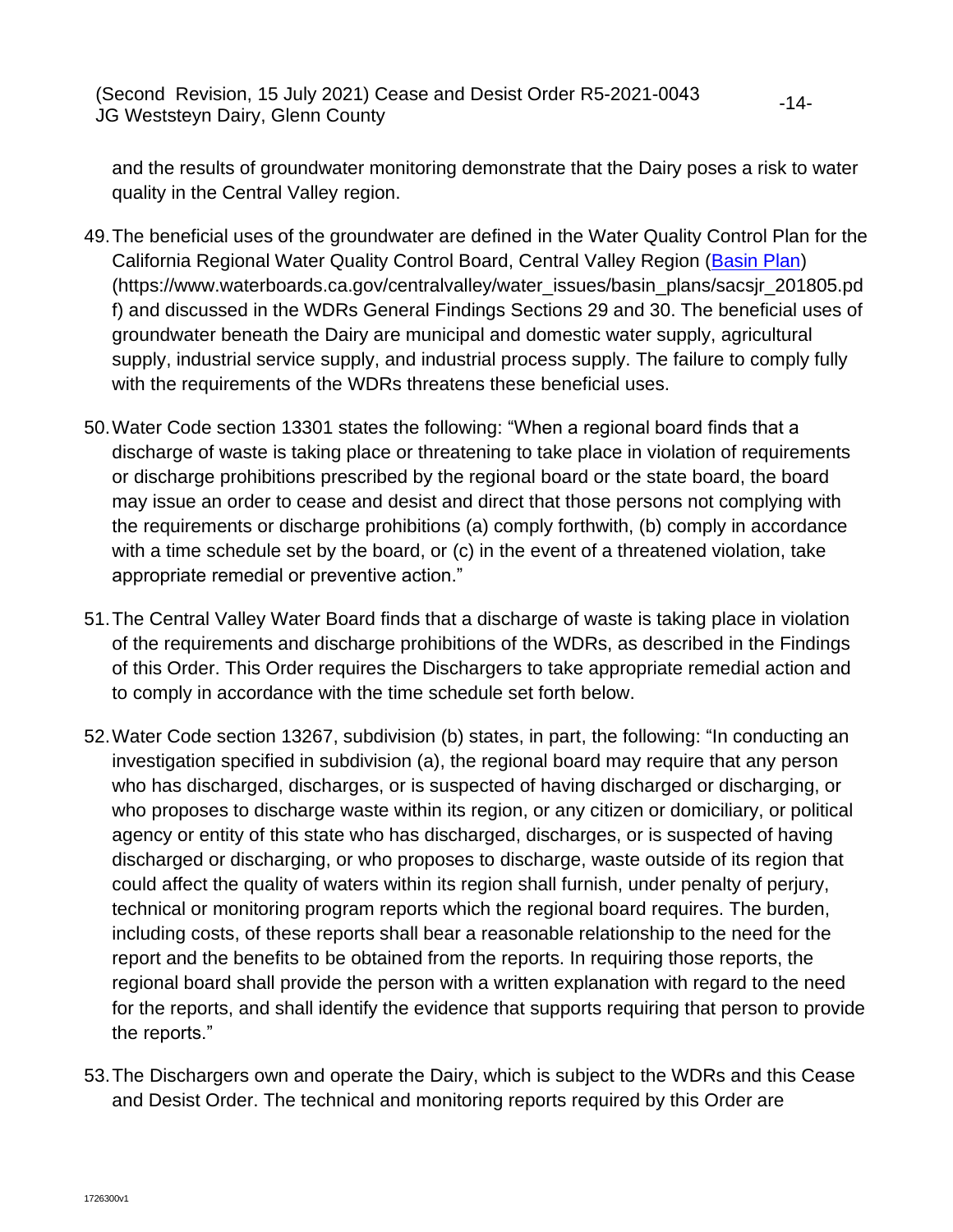and the results of groundwater monitoring demonstrate that the Dairy poses a risk to water quality in the Central Valley region.

49. The beneficial uses of the groundwater are defined in the Water Quality Control Plan for the California Regional Water Quality Control Board, Central Valley Region ([Basin Plan](https://www.waterboards.ca.gov/centralvalley/water_issues/basin_plans/sacsjr_201805.pdf)) (https://www.waterboards.ca.gov/centralvalley/water_issues/basin_plans/sacsjr_201805.pdf) and discussed in the WDRs General Findings Sections 29 and 30. The beneficial uses of groundwater beneath the Dairy are municipal and domestic water supply, agricultural supply, industrial service supply, and industrial process supply. The failure to comply fully with the requirements of the WDRs threatens these beneficial uses.

50. Water Code section 13301 states the following: "When a regional board finds that a discharge of waste is taking place or threatening to take place in violation of requirements or discharge prohibitions prescribed by the regional board or the state board, the board may issue an order to cease and desist and direct that those persons not complying with the requirements or discharge prohibitions (a) comply forthwith, (b) comply in accordance with a time schedule set by the board, or (c) in the event of a threatened violation, take appropriate remedial or preventive action."

51. The Central Valley Water Board finds that a discharge of waste is taking place in violation of the requirements and discharge prohibitions of the WDRs, as described in the Findings of this Order. This Order requires the Dischargers to take appropriate remedial action and to comply in accordance with the time schedule set forth below.

52. Water Code section 13267, subdivision (b) states, in part, the following: "In conducting an investigation specified in subdivision (a), the regional board may require that any person who has discharged, discharges, or is suspected of having discharged or discharging, or who proposes to discharge waste within its region, or any citizen or domiciliary, or political agency or entity of this state who has discharged, discharges, or is suspected of having discharged or discharging, or who proposes to discharge, waste outside of its region that could affect the quality of waters within its region shall furnish, under penalty of perjury, technical or monitoring program reports which the regional board requires. The burden, including costs, of these reports shall bear a reasonable relationship to the need for the report and the benefits to be obtained from the reports. In requiring those reports, the regional board shall provide the person with a written explanation with regard to the need for the reports, and shall identify the evidence that supports requiring that person to provide the reports."

53. The Dischargers own and operate the Dairy, which is subject to the WDRs and this Cease and Desist Order. The technical and monitoring reports required by this Order are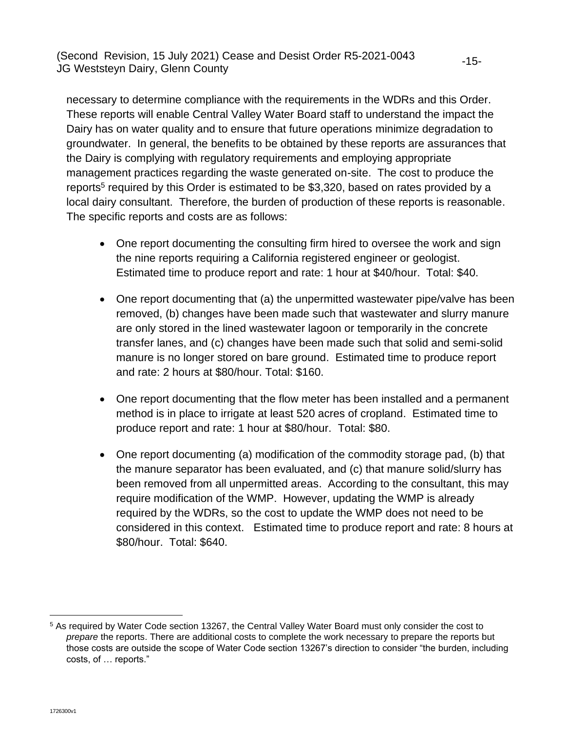necessary to determine compliance with the requirements in the WDRs and this Order. These reports will enable Central Valley Water Board staff to understand the impact the Dairy has on water quality and to ensure that future operations minimize degradation to groundwater. In general, the benefits to be obtained by these reports are assurances that the Dairy is complying with regulatory requirements and employing appropriate management practices regarding the waste generated on-site. The cost to produce the reports[5] required by this Order is estimated to be $3,320, based on rates provided by a local dairy consultant. Therefore, the burden of production of these reports is reasonable. The specific reports and costs are as follows:

- One report documenting the consulting firm hired to oversee the work and sign the nine reports requiring a California registered engineer or geologist. Estimated time to produce report and rate: 1 hour at $40/hour. Total: $40.

- One report documenting that (a) the unpermitted wastewater pipe/valve has been removed, (b) changes have been made such that wastewater and slurry manure are only stored in the lined wastewater lagoon or temporarily in the concrete transfer lanes, and (c) changes have been made such that solid and semi-solid manure is no longer stored on bare ground. Estimated time to produce report and rate: 2 hours at $80/hour. Total: $160.

- One report documenting that the flow meter has been installed and a permanent method is in place to irrigate at least 520 acres of cropland. Estimated time to produce report and rate: 1 hour at $80/hour. Total: $80.

- One report documenting (a) modification of the commodity storage pad, (b) that the manure separator has been evaluated, and (c) that manure solid/slurry has been removed from all unpermitted areas. According to the consultant, this may require modification of the WMP. However, updating the WMP is already required by the WDRs, so the cost to update the WMP does not need to be considered in this context. Estimated time to produce report and rate: 8 hours at $80/hour. Total: $640.

---

[5] As required by Water Code section 13267, the Central Valley Water Board must only consider the cost to *prepare* the reports. There are additional costs to complete the work necessary to prepare the reports but those costs are outside the scope of Water Code section 13267's direction to consider "the burden, including costs, of … reports."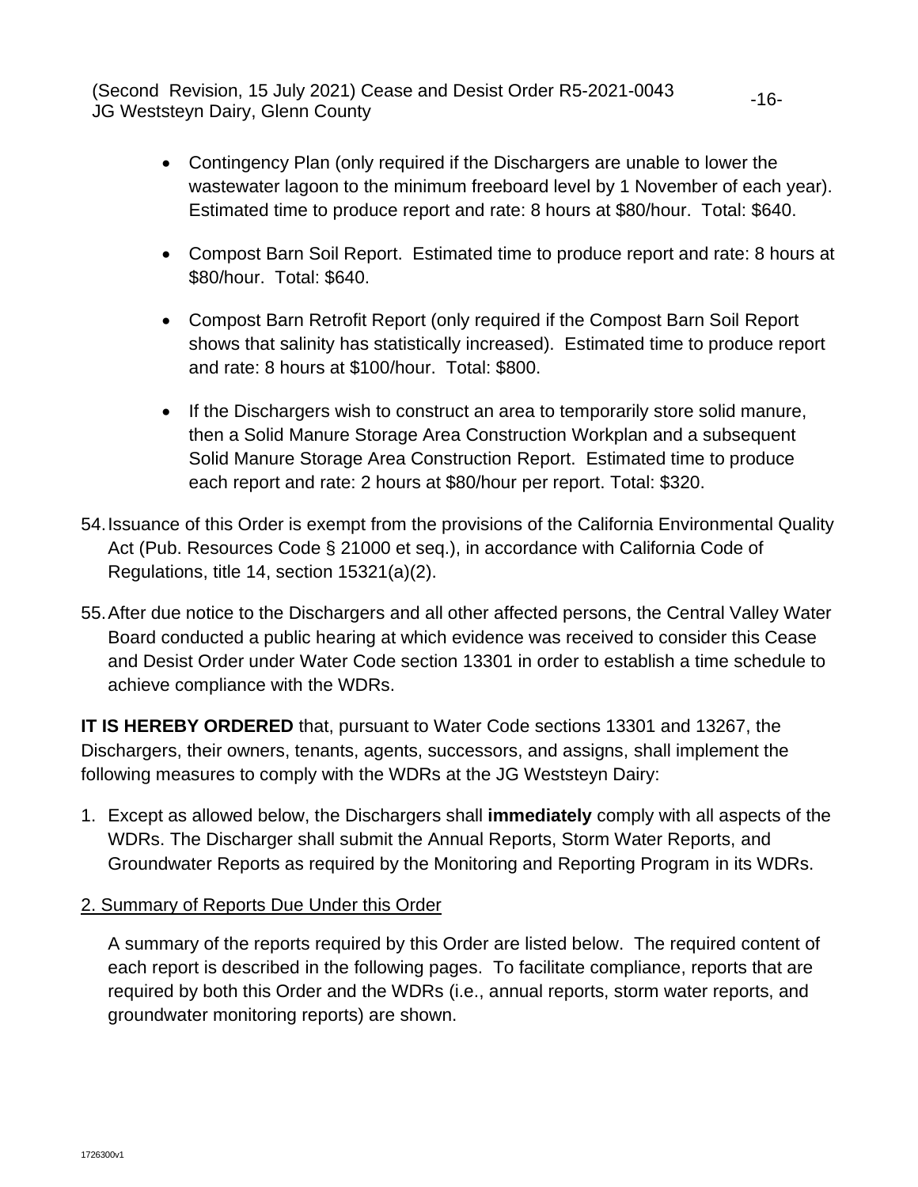- Contingency Plan (only required if the Dischargers are unable to lower the wastewater lagoon to the minimum freeboard level by 1 November of each year). Estimated time to produce report and rate: 8 hours at $80/hour. Total: $640.

- Compost Barn Soil Report. Estimated time to produce report and rate: 8 hours at $80/hour. Total: $640.

- Compost Barn Retrofit Report (only required if the Compost Barn Soil Report shows that salinity has statistically increased). Estimated time to produce report and rate: 8 hours at $100/hour. Total: $800.

- If the Dischargers wish to construct an area to temporarily store solid manure, then a Solid Manure Storage Area Construction Workplan and a subsequent Solid Manure Storage Area Construction Report. Estimated time to produce each report and rate: 2 hours at $80/hour per report. Total: $320.

54. Issuance of this Order is exempt from the provisions of the California Environmental Quality Act (Pub. Resources Code § 21000 et seq.), in accordance with California Code of Regulations, title 14, section 15321(a)(2).

55. After due notice to the Dischargers and all other affected persons, the Central Valley Water Board conducted a public hearing at which evidence was received to consider this Cease and Desist Order under Water Code section 13301 in order to establish a time schedule to achieve compliance with the WDRs.

**IT IS HEREBY ORDERED** that, pursuant to Water Code sections 13301 and 13267, the Dischargers, their owners, tenants, agents, successors, and assigns, shall implement the following measures to comply with the WDRs at the JG Weststeyn Dairy:

1. Except as allowed below, the Dischargers shall **immediately** comply with all aspects of the WDRs. The Discharger shall submit the Annual Reports, Storm Water Reports, and Groundwater Reports as required by the Monitoring and Reporting Program in its WDRs.

2. Summary of Reports Due Under this Order

A summary of the reports required by this Order are listed below. The required content of each report is described in the following pages. To facilitate compliance, reports that are required by both this Order and the WDRs (i.e., annual reports, storm water reports, and groundwater monitoring reports) are shown.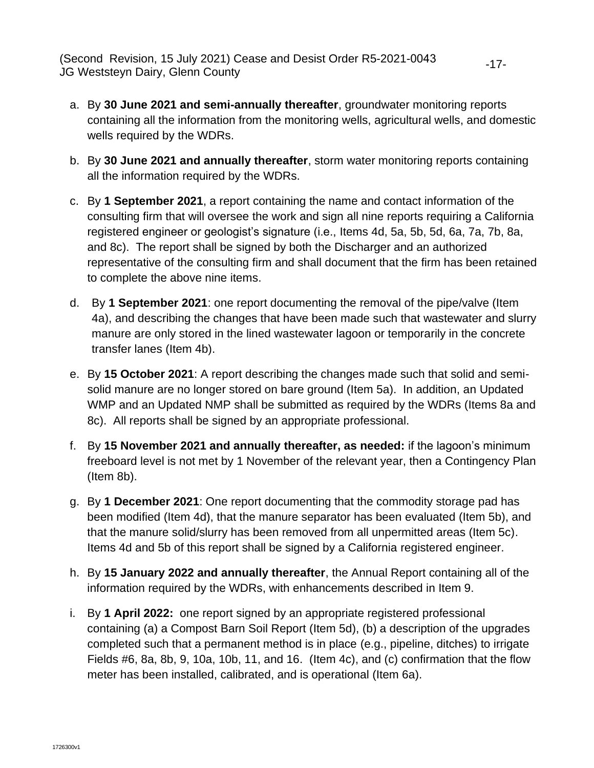a. By **30 June 2021 and semi-annually thereafter**, groundwater monitoring reports containing all the information from the monitoring wells, agricultural wells, and domestic wells required by the WDRs.

b. By **30 June 2021 and annually thereafter**, storm water monitoring reports containing all the information required by the WDRs.

c. By **1 September 2021**, a report containing the name and contact information of the consulting firm that will oversee the work and sign all nine reports requiring a California registered engineer or geologist's signature (i.e., Items 4d, 5a, 5b, 5d, 6a, 7a, 7b, 8a, and 8c). The report shall be signed by both the Discharger and an authorized representative of the consulting firm and shall document that the firm has been retained to complete the above nine items.

d. By **1 September 2021**: one report documenting the removal of the pipe/valve (Item 4a), and describing the changes that have been made such that wastewater and slurry manure are only stored in the lined wastewater lagoon or temporarily in the concrete transfer lanes (Item 4b).

e. By **15 October 2021**: A report describing the changes made such that solid and semi-solid manure are no longer stored on bare ground (Item 5a). In addition, an Updated WMP and an Updated NMP shall be submitted as required by the WDRs (Items 8a and 8c). All reports shall be signed by an appropriate professional.

f. By **15 November 2021 and annually thereafter, as needed:** if the lagoon's minimum freeboard level is not met by 1 November of the relevant year, then a Contingency Plan (Item 8b).

g. By **1 December 2021**: One report documenting that the commodity storage pad has been modified (Item 4d), that the manure separator has been evaluated (Item 5b), and that the manure solid/slurry has been removed from all unpermitted areas (Item 5c). Items 4d and 5b of this report shall be signed by a California registered engineer.

h. By **15 January 2022 and annually thereafter**, the Annual Report containing all of the information required by the WDRs, with enhancements described in Item 9.

i. By **1 April 2022:** one report signed by an appropriate registered professional containing (a) a Compost Barn Soil Report (Item 5d), (b) a description of the upgrades completed such that a permanent method is in place (e.g., pipeline, ditches) to irrigate Fields #6, 8a, 8b, 9, 10a, 10b, 11, and 16. (Item 4c), and (c) confirmation that the flow meter has been installed, calibrated, and is operational (Item 6a).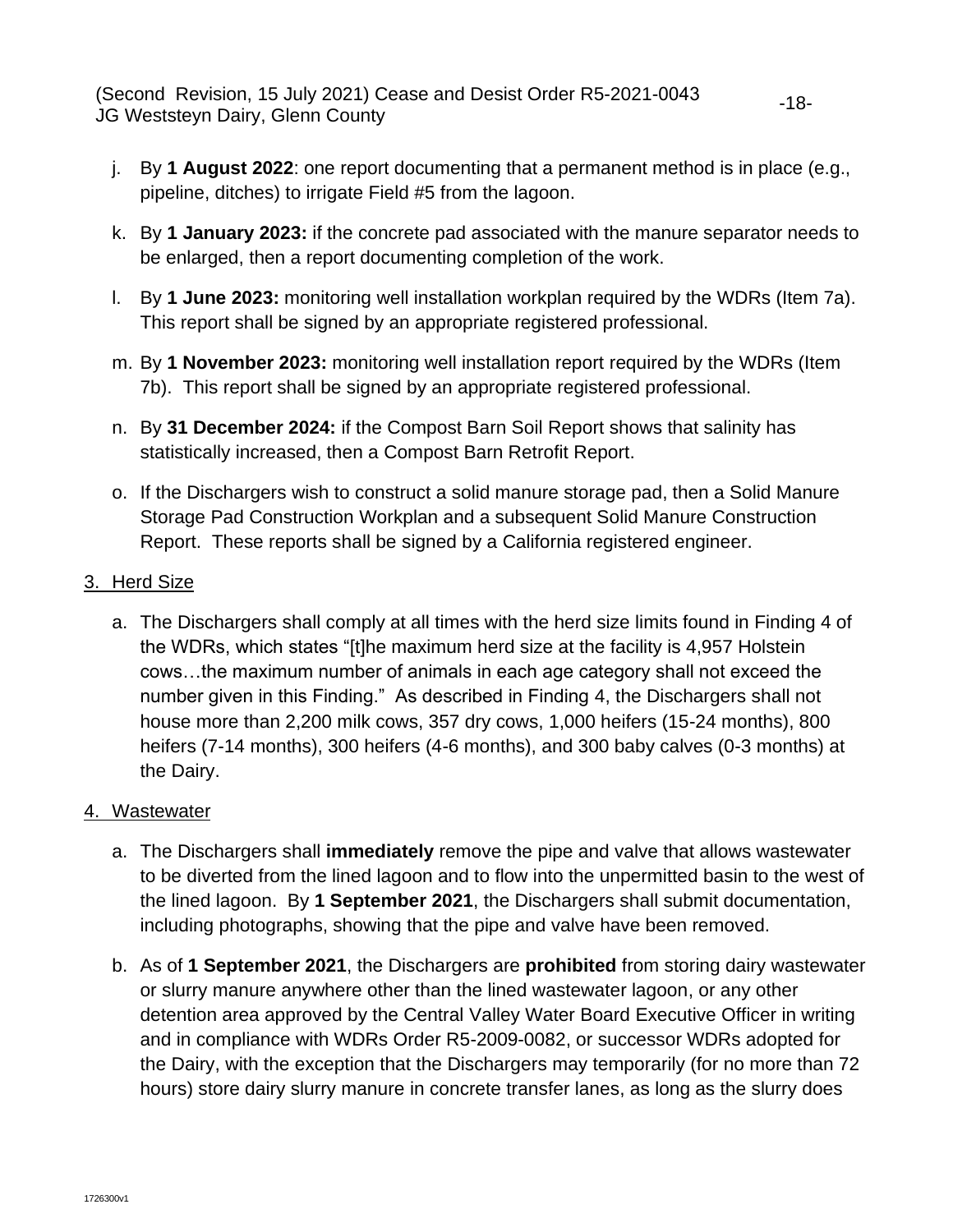j. By **1 August 2022**: one report documenting that a permanent method is in place (e.g., pipeline, ditches) to irrigate Field #5 from the lagoon.

k. By **1 January 2023:** if the concrete pad associated with the manure separator needs to be enlarged, then a report documenting completion of the work.

l. By **1 June 2023:** monitoring well installation workplan required by the WDRs (Item 7a). This report shall be signed by an appropriate registered professional.

m. By **1 November 2023:** monitoring well installation report required by the WDRs (Item 7b). This report shall be signed by an appropriate registered professional.

n. By **31 December 2024:** if the Compost Barn Soil Report shows that salinity has statistically increased, then a Compost Barn Retrofit Report.

o. If the Dischargers wish to construct a solid manure storage pad, then a Solid Manure Storage Pad Construction Workplan and a subsequent Solid Manure Construction Report. These reports shall be signed by a California registered engineer.

3. <u>Herd Size</u>

a. The Dischargers shall comply at all times with the herd size limits found in Finding 4 of the WDRs, which states "[t]he maximum herd size at the facility is 4,957 Holstein cows…the maximum number of animals in each age category shall not exceed the number given in this Finding." As described in Finding 4, the Dischargers shall not house more than 2,200 milk cows, 357 dry cows, 1,000 heifers (15-24 months), 800 heifers (7-14 months), 300 heifers (4-6 months), and 300 baby calves (0-3 months) at the Dairy.

4. <u>Wastewater</u>

a. The Dischargers shall **immediately** remove the pipe and valve that allows wastewater to be diverted from the lined lagoon and to flow into the unpermitted basin to the west of the lined lagoon. By **1 September 2021**, the Dischargers shall submit documentation, including photographs, showing that the pipe and valve have been removed.

b. As of **1 September 2021**, the Dischargers are **prohibited** from storing dairy wastewater or slurry manure anywhere other than the lined wastewater lagoon, or any other detention area approved by the Central Valley Water Board Executive Officer in writing and in compliance with WDRs Order R5-2009-0082, or successor WDRs adopted for the Dairy, with the exception that the Dischargers may temporarily (for no more than 72 hours) store dairy slurry manure in concrete transfer lanes, as long as the slurry does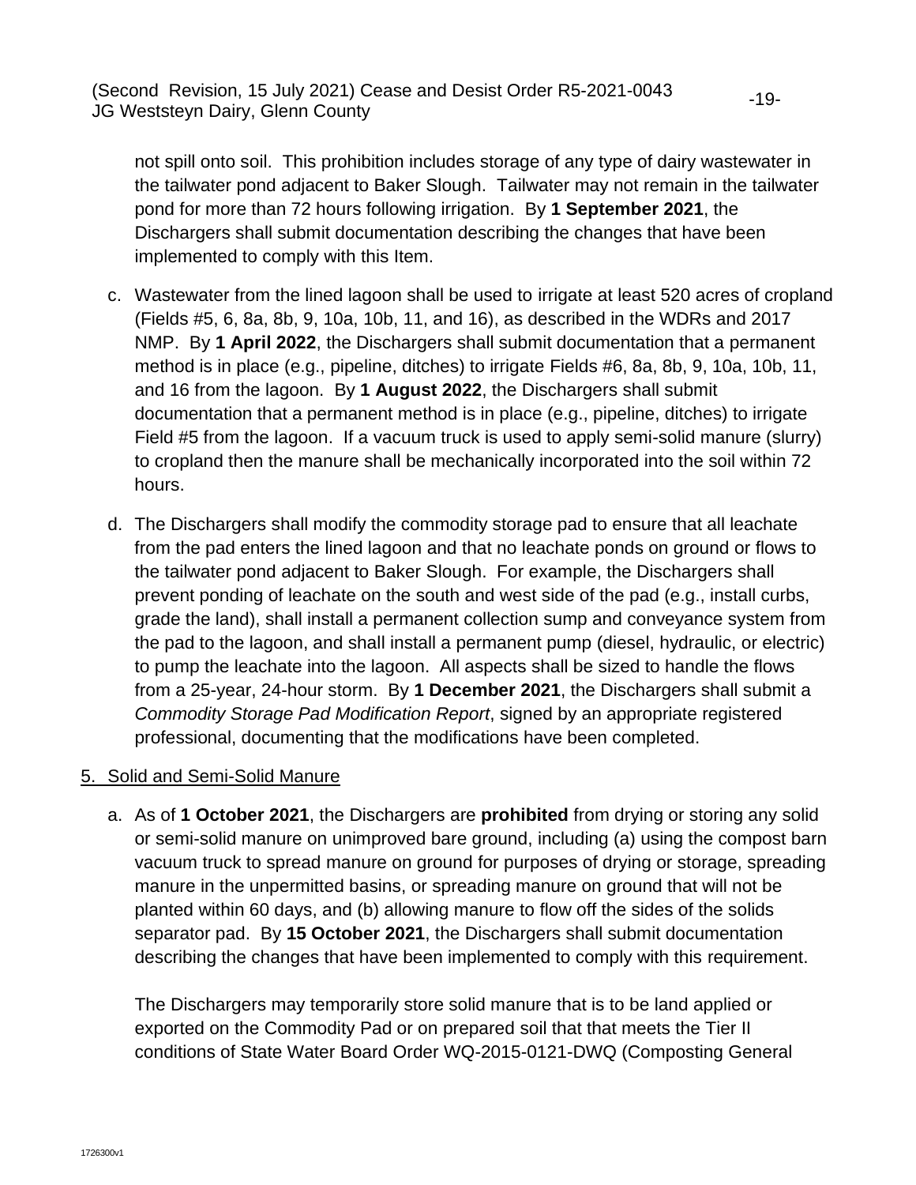not spill onto soil. This prohibition includes storage of any type of dairy wastewater in the tailwater pond adjacent to Baker Slough. Tailwater may not remain in the tailwater pond for more than 72 hours following irrigation. By **1 September 2021**, the Dischargers shall submit documentation describing the changes that have been implemented to comply with this Item.

c. Wastewater from the lined lagoon shall be used to irrigate at least 520 acres of cropland (Fields #5, 6, 8a, 8b, 9, 10a, 10b, 11, and 16), as described in the WDRs and 2017 NMP. By **1 April 2022**, the Dischargers shall submit documentation that a permanent method is in place (e.g., pipeline, ditches) to irrigate Fields #6, 8a, 8b, 9, 10a, 10b, 11, and 16 from the lagoon. By **1 August 2022**, the Dischargers shall submit documentation that a permanent method is in place (e.g., pipeline, ditches) to irrigate Field #5 from the lagoon. If a vacuum truck is used to apply semi-solid manure (slurry) to cropland then the manure shall be mechanically incorporated into the soil within 72 hours.

d. The Dischargers shall modify the commodity storage pad to ensure that all leachate from the pad enters the lined lagoon and that no leachate ponds on ground or flows to the tailwater pond adjacent to Baker Slough. For example, the Dischargers shall prevent ponding of leachate on the south and west side of the pad (e.g., install curbs, grade the land), shall install a permanent collection sump and conveyance system from the pad to the lagoon, and shall install a permanent pump (diesel, hydraulic, or electric) to pump the leachate into the lagoon. All aspects shall be sized to handle the flows from a 25-year, 24-hour storm. By **1 December 2021**, the Dischargers shall submit a *Commodity Storage Pad Modification Report*, signed by an appropriate registered professional, documenting that the modifications have been completed.

5. Solid and Semi-Solid Manure

a. As of **1 October 2021**, the Dischargers are **prohibited** from drying or storing any solid or semi-solid manure on unimproved bare ground, including (a) using the compost barn vacuum truck to spread manure on ground for purposes of drying or storage, spreading manure in the unpermitted basins, or spreading manure on ground that will not be planted within 60 days, and (b) allowing manure to flow off the sides of the solids separator pad. By **15 October 2021**, the Dischargers shall submit documentation describing the changes that have been implemented to comply with this requirement.

   The Dischargers may temporarily store solid manure that is to be land applied or exported on the Commodity Pad or on prepared soil that that meets the Tier II conditions of State Water Board Order WQ-2015-0121-DWQ (Composting General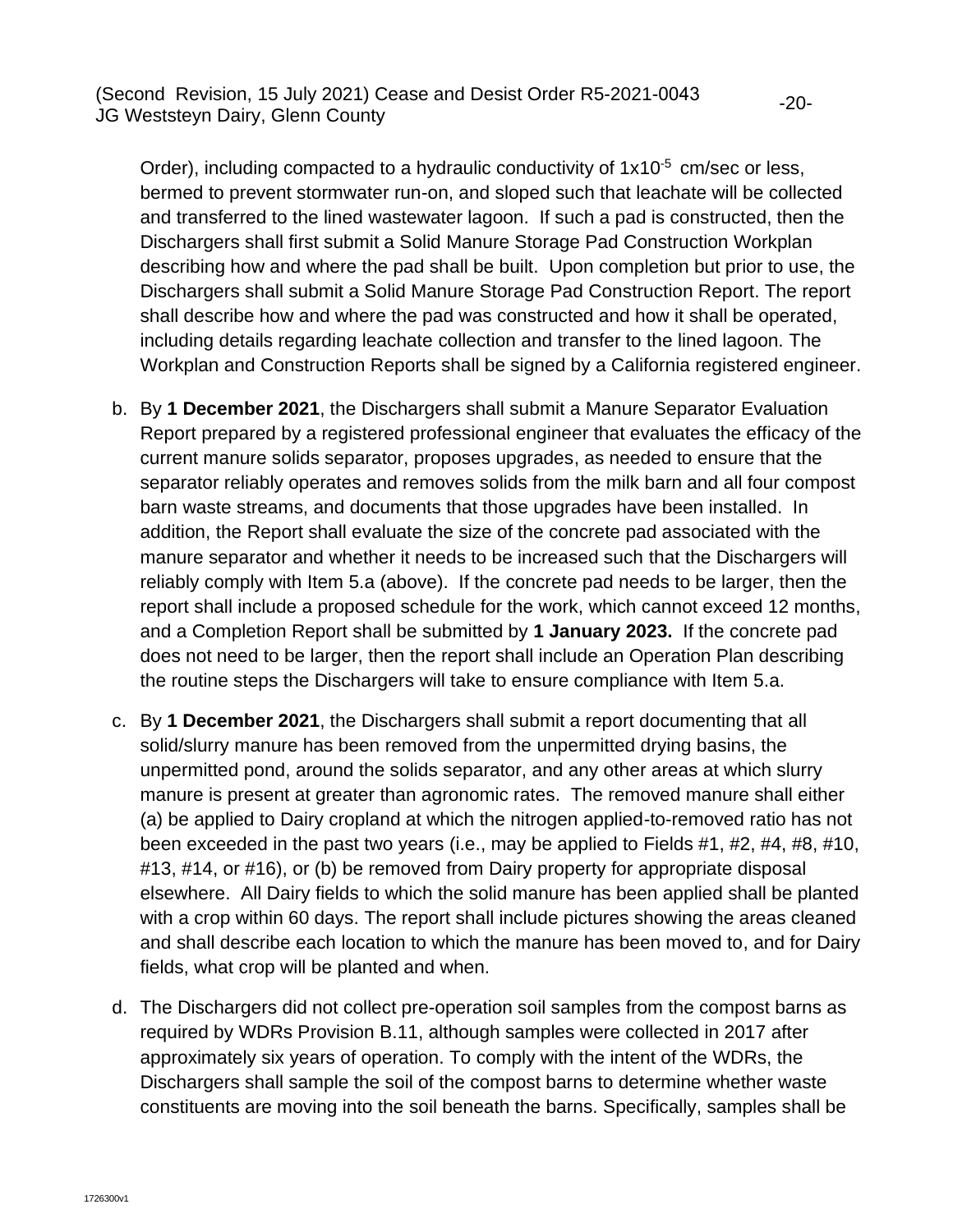Order), including compacted to a hydraulic conductivity of $1x10^{-5}$ cm/sec or less, bermed to prevent stormwater run-on, and sloped such that leachate will be collected and transferred to the lined wastewater lagoon. If such a pad is constructed, then the Dischargers shall first submit a Solid Manure Storage Pad Construction Workplan describing how and where the pad shall be built. Upon completion but prior to use, the Dischargers shall submit a Solid Manure Storage Pad Construction Report. The report shall describe how and where the pad was constructed and how it shall be operated, including details regarding leachate collection and transfer to the lined lagoon. The Workplan and Construction Reports shall be signed by a California registered engineer.

b. By **1 December 2021**, the Dischargers shall submit a Manure Separator Evaluation Report prepared by a registered professional engineer that evaluates the efficacy of the current manure solids separator, proposes upgrades, as needed to ensure that the separator reliably operates and removes solids from the milk barn and all four compost barn waste streams, and documents that those upgrades have been installed. In addition, the Report shall evaluate the size of the concrete pad associated with the manure separator and whether it needs to be increased such that the Dischargers will reliably comply with Item 5.a (above). If the concrete pad needs to be larger, then the report shall include a proposed schedule for the work, which cannot exceed 12 months, and a Completion Report shall be submitted by **1 January 2023.** If the concrete pad does not need to be larger, then the report shall include an Operation Plan describing the routine steps the Dischargers will take to ensure compliance with Item 5.a.

c. By **1 December 2021**, the Dischargers shall submit a report documenting that all solid/slurry manure has been removed from the unpermitted drying basins, the unpermitted pond, around the solids separator, and any other areas at which slurry manure is present at greater than agronomic rates. The removed manure shall either (a) be applied to Dairy cropland at which the nitrogen applied-to-removed ratio has not been exceeded in the past two years (i.e., may be applied to Fields #1, #2, #4, #8, #10, #13, #14, or #16), or (b) be removed from Dairy property for appropriate disposal elsewhere. All Dairy fields to which the solid manure has been applied shall be planted with a crop within 60 days. The report shall include pictures showing the areas cleaned and shall describe each location to which the manure has been moved to, and for Dairy fields, what crop will be planted and when.

d. The Dischargers did not collect pre-operation soil samples from the compost barns as required by WDRs Provision B.11, although samples were collected in 2017 after approximately six years of operation. To comply with the intent of the WDRs, the Dischargers shall sample the soil of the compost barns to determine whether waste constituents are moving into the soil beneath the barns. Specifically, samples shall be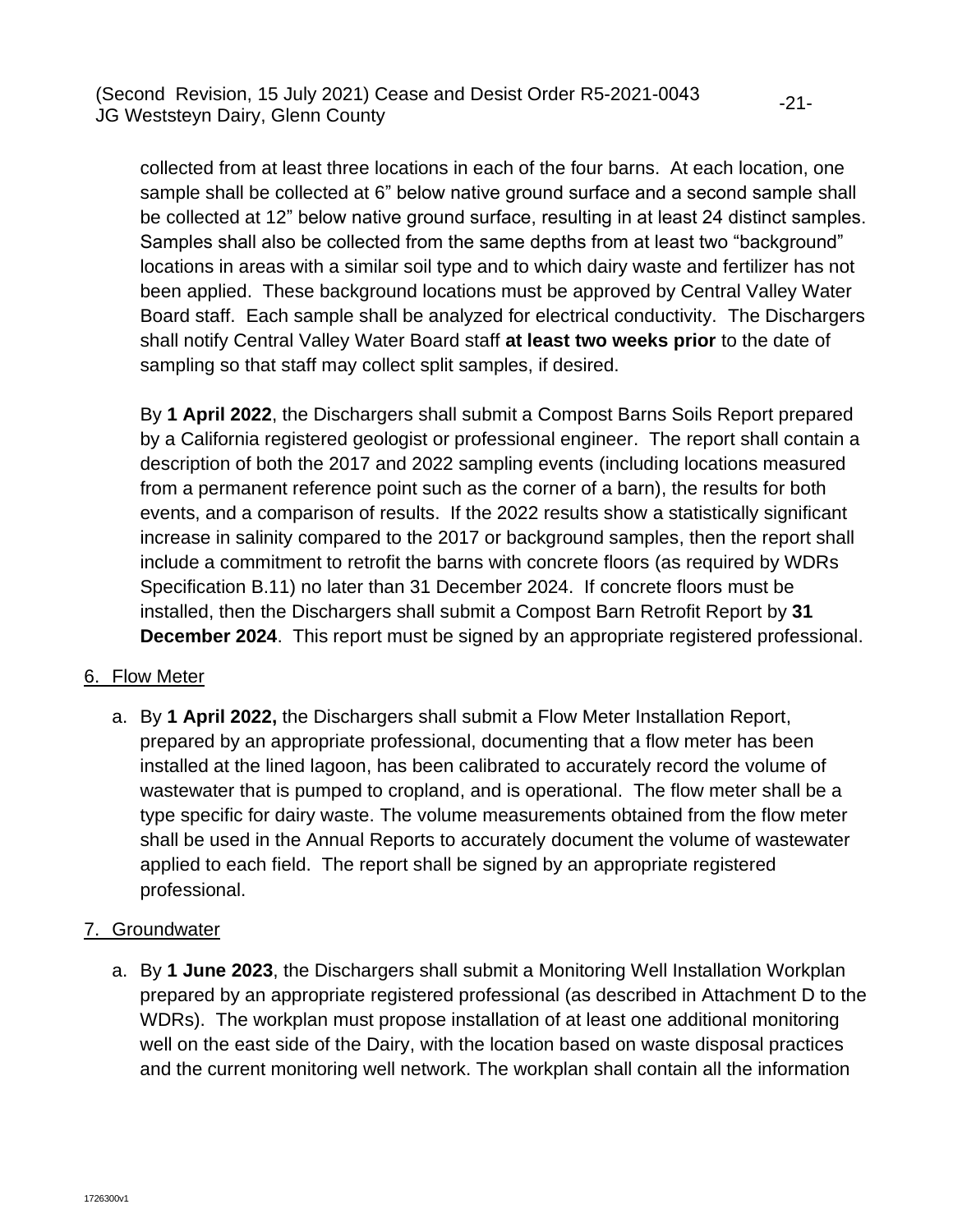collected from at least three locations in each of the four barns. At each location, one sample shall be collected at 6" below native ground surface and a second sample shall be collected at 12" below native ground surface, resulting in at least 24 distinct samples. Samples shall also be collected from the same depths from at least two "background" locations in areas with a similar soil type and to which dairy waste and fertilizer has not been applied. These background locations must be approved by Central Valley Water Board staff. Each sample shall be analyzed for electrical conductivity. The Dischargers shall notify Central Valley Water Board staff **at least two weeks prior** to the date of sampling so that staff may collect split samples, if desired.

By **1 April 2022**, the Dischargers shall submit a Compost Barns Soils Report prepared by a California registered geologist or professional engineer. The report shall contain a description of both the 2017 and 2022 sampling events (including locations measured from a permanent reference point such as the corner of a barn), the results for both events, and a comparison of results. If the 2022 results show a statistically significant increase in salinity compared to the 2017 or background samples, then the report shall include a commitment to retrofit the barns with concrete floors (as required by WDRs Specification B.11) no later than 31 December 2024. If concrete floors must be installed, then the Dischargers shall submit a Compost Barn Retrofit Report by **31 December 2024**. This report must be signed by an appropriate registered professional.

6. Flow Meter

a. By **1 April 2022,** the Dischargers shall submit a Flow Meter Installation Report, prepared by an appropriate professional, documenting that a flow meter has been installed at the lined lagoon, has been calibrated to accurately record the volume of wastewater that is pumped to cropland, and is operational. The flow meter shall be a type specific for dairy waste. The volume measurements obtained from the flow meter shall be used in the Annual Reports to accurately document the volume of wastewater applied to each field. The report shall be signed by an appropriate registered professional.

7. Groundwater

a. By **1 June 2023**, the Dischargers shall submit a Monitoring Well Installation Workplan prepared by an appropriate registered professional (as described in Attachment D to the WDRs). The workplan must propose installation of at least one additional monitoring well on the east side of the Dairy, with the location based on waste disposal practices and the current monitoring well network. The workplan shall contain all the information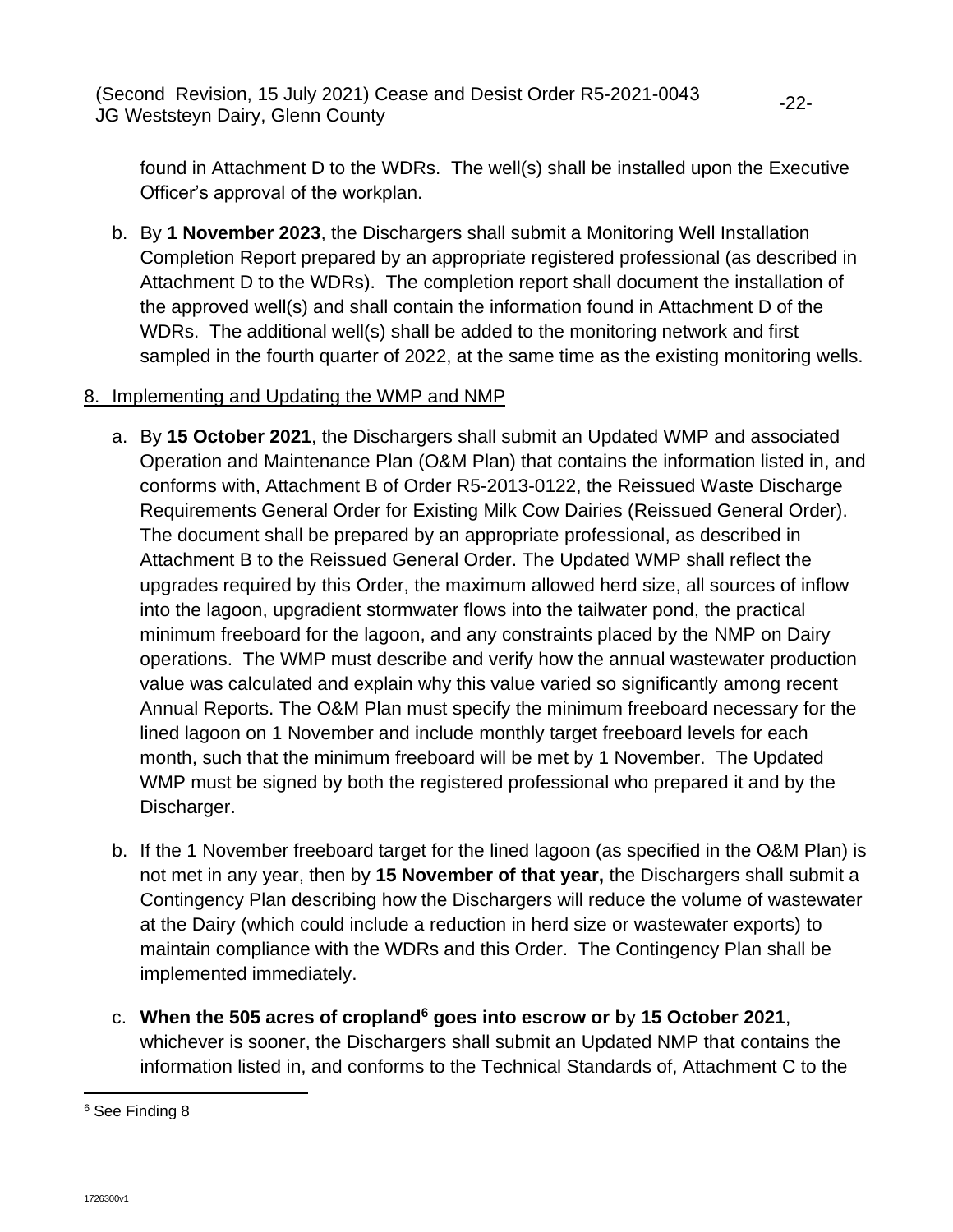found in Attachment D to the WDRs. The well(s) shall be installed upon the Executive Officer's approval of the workplan.

b. By **1 November 2023**, the Dischargers shall submit a Monitoring Well Installation Completion Report prepared by an appropriate registered professional (as described in Attachment D to the WDRs). The completion report shall document the installation of the approved well(s) and shall contain the information found in Attachment D of the WDRs. The additional well(s) shall be added to the monitoring network and first sampled in the fourth quarter of 2022, at the same time as the existing monitoring wells.

8. Implementing and Updating the WMP and NMP

a. By **15 October 2021**, the Dischargers shall submit an Updated WMP and associated Operation and Maintenance Plan (O&M Plan) that contains the information listed in, and conforms with, Attachment B of Order R5-2013-0122, the Reissued Waste Discharge Requirements General Order for Existing Milk Cow Dairies (Reissued General Order). The document shall be prepared by an appropriate professional, as described in Attachment B to the Reissued General Order. The Updated WMP shall reflect the upgrades required by this Order, the maximum allowed herd size, all sources of inflow into the lagoon, upgradient stormwater flows into the tailwater pond, the practical minimum freeboard for the lagoon, and any constraints placed by the NMP on Dairy operations. The WMP must describe and verify how the annual wastewater production value was calculated and explain why this value varied so significantly among recent Annual Reports. The O&M Plan must specify the minimum freeboard necessary for the lined lagoon on 1 November and include monthly target freeboard levels for each month, such that the minimum freeboard will be met by 1 November. The Updated WMP must be signed by both the registered professional who prepared it and by the Discharger.

b. If the 1 November freeboard target for the lined lagoon (as specified in the O&M Plan) is not met in any year, then by **15 November of that year,** the Dischargers shall submit a Contingency Plan describing how the Dischargers will reduce the volume of wastewater at the Dairy (which could include a reduction in herd size or wastewater exports) to maintain compliance with the WDRs and this Order. The Contingency Plan shall be implemented immediately.

c. **When the 505 acres of cropland[6] goes into escrow or by 15 October 2021**, whichever is sooner, the Dischargers shall submit an Updated NMP that contains the information listed in, and conforms to the Technical Standards of, Attachment C to the

[6] See Finding 8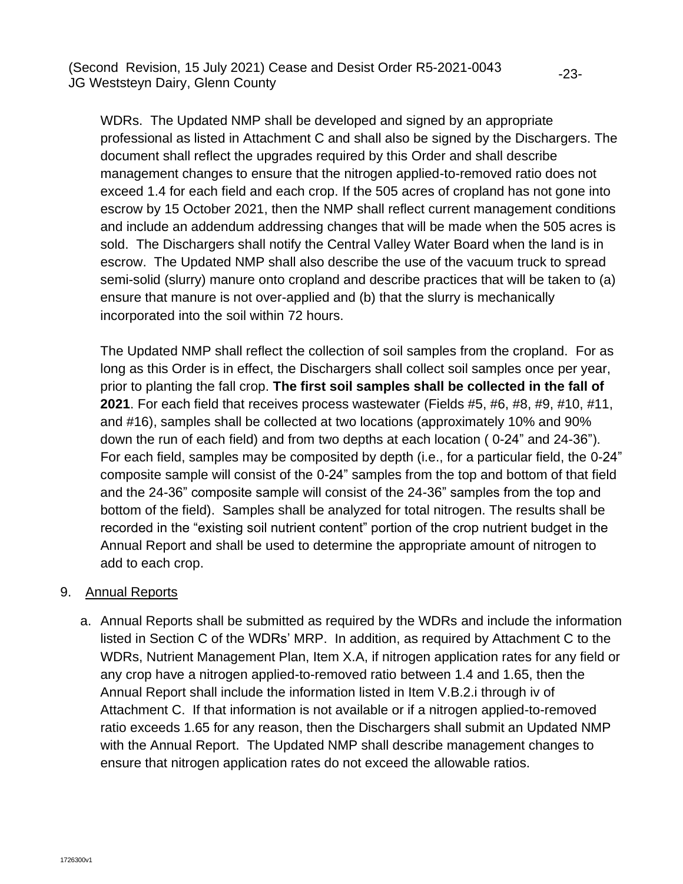WDRs. The Updated NMP shall be developed and signed by an appropriate professional as listed in Attachment C and shall also be signed by the Dischargers. The document shall reflect the upgrades required by this Order and shall describe management changes to ensure that the nitrogen applied-to-removed ratio does not exceed 1.4 for each field and each crop. If the 505 acres of cropland has not gone into escrow by 15 October 2021, then the NMP shall reflect current management conditions and include an addendum addressing changes that will be made when the 505 acres is sold. The Dischargers shall notify the Central Valley Water Board when the land is in escrow. The Updated NMP shall also describe the use of the vacuum truck to spread semi-solid (slurry) manure onto cropland and describe practices that will be taken to (a) ensure that manure is not over-applied and (b) that the slurry is mechanically incorporated into the soil within 72 hours.

The Updated NMP shall reflect the collection of soil samples from the cropland. For as long as this Order is in effect, the Dischargers shall collect soil samples once per year, prior to planting the fall crop. **The first soil samples shall be collected in the fall of 2021**. For each field that receives process wastewater (Fields #5, #6, #8, #9, #10, #11, and #16), samples shall be collected at two locations (approximately 10% and 90% down the run of each field) and from two depths at each location ( 0-24" and 24-36"). For each field, samples may be composited by depth (i.e., for a particular field, the 0-24" composite sample will consist of the 0-24" samples from the top and bottom of that field and the 24-36" composite sample will consist of the 24-36" samples from the top and bottom of the field). Samples shall be analyzed for total nitrogen. The results shall be recorded in the "existing soil nutrient content" portion of the crop nutrient budget in the Annual Report and shall be used to determine the appropriate amount of nitrogen to add to each crop.

9. Annual Reports

   a. Annual Reports shall be submitted as required by the WDRs and include the information listed in Section C of the WDRs' MRP. In addition, as required by Attachment C to the WDRs, Nutrient Management Plan, Item X.A, if nitrogen application rates for any field or any crop have a nitrogen applied-to-removed ratio between 1.4 and 1.65, then the Annual Report shall include the information listed in Item V.B.2.i through iv of Attachment C. If that information is not available or if a nitrogen applied-to-removed ratio exceeds 1.65 for any reason, then the Dischargers shall submit an Updated NMP with the Annual Report. The Updated NMP shall describe management changes to ensure that nitrogen application rates do not exceed the allowable ratios.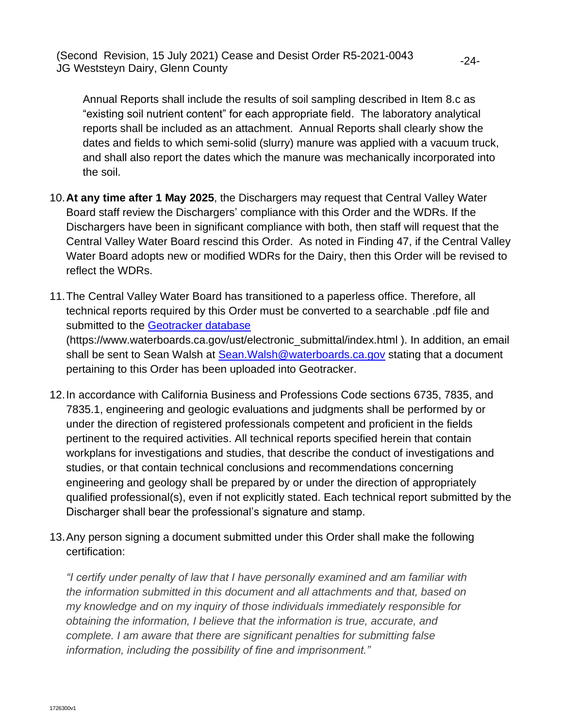Annual Reports shall include the results of soil sampling described in Item 8.c as “existing soil nutrient content” for each appropriate field. The laboratory analytical reports shall be included as an attachment. Annual Reports shall clearly show the dates and fields to which semi-solid (slurry) manure was applied with a vacuum truck, and shall also report the dates which the manure was mechanically incorporated into the soil.

10. **At any time after 1 May 2025**, the Dischargers may request that Central Valley Water Board staff review the Dischargers’ compliance with this Order and the WDRs. If the Dischargers have been in significant compliance with both, then staff will request that the Central Valley Water Board rescind this Order. As noted in Finding 47, if the Central Valley Water Board adopts new or modified WDRs for the Dairy, then this Order will be revised to reflect the WDRs.

11. The Central Valley Water Board has transitioned to a paperless office. Therefore, all technical reports required by this Order must be converted to a searchable .pdf file and submitted to the [Geotracker database](https://www.waterboards.ca.gov/ust/electronic_submittal/index.html) (https://www.waterboards.ca.gov/ust/electronic_submittal/index.html ). In addition, an email shall be sent to Sean Walsh at [Sean.Walsh@waterboards.ca.gov](mailto:Sean.Walsh@waterboards.ca.gov) stating that a document pertaining to this Order has been uploaded into Geotracker.

12. In accordance with California Business and Professions Code sections 6735, 7835, and 7835.1, engineering and geologic evaluations and judgments shall be performed by or under the direction of registered professionals competent and proficient in the fields pertinent to the required activities. All technical reports specified herein that contain workplans for investigations and studies, that describe the conduct of investigations and studies, or that contain technical conclusions and recommendations concerning engineering and geology shall be prepared by or under the direction of appropriately qualified professional(s), even if not explicitly stated. Each technical report submitted by the Discharger shall bear the professional’s signature and stamp.

13. Any person signing a document submitted under this Order shall make the following certification:

*“I certify under penalty of law that I have personally examined and am familiar with the information submitted in this document and all attachments and that, based on my knowledge and on my inquiry of those individuals immediately responsible for obtaining the information, I believe that the information is true, accurate, and complete. I am aware that there are significant penalties for submitting false information, including the possibility of fine and imprisonment.”*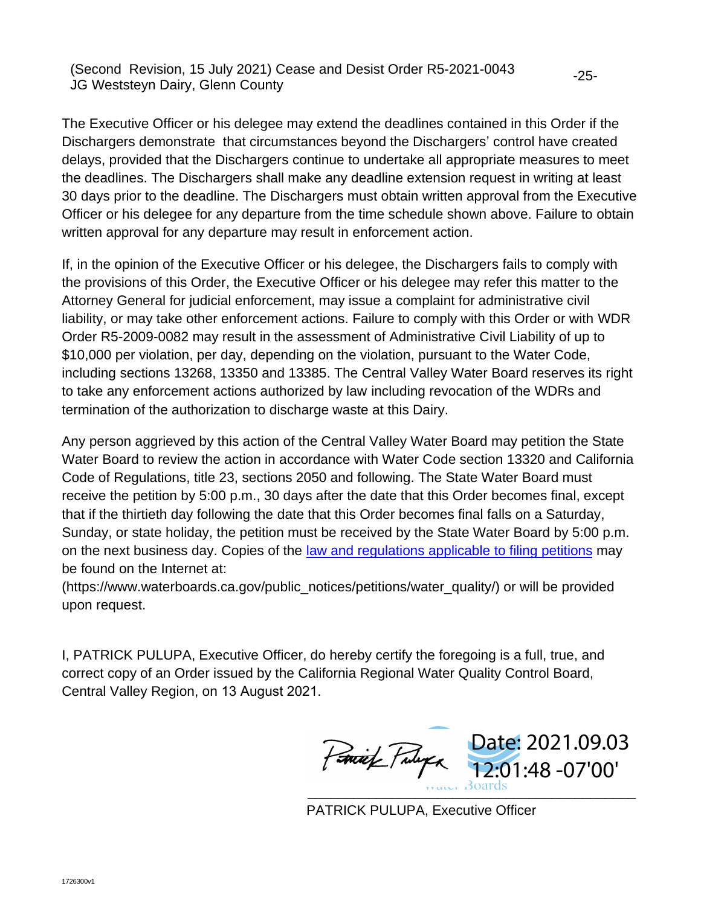The Executive Officer or his delegee may extend the deadlines contained in this Order if the Dischargers demonstrate that circumstances beyond the Dischargers' control have created delays, provided that the Dischargers continue to undertake all appropriate measures to meet the deadlines. The Dischargers shall make any deadline extension request in writing at least 30 days prior to the deadline. The Dischargers must obtain written approval from the Executive Officer or his delegee for any departure from the time schedule shown above. Failure to obtain written approval for any departure may result in enforcement action.

If, in the opinion of the Executive Officer or his delegee, the Dischargers fails to comply with the provisions of this Order, the Executive Officer or his delegee may refer this matter to the Attorney General for judicial enforcement, may issue a complaint for administrative civil liability, or may take other enforcement actions. Failure to comply with this Order or with WDR Order R5-2009-0082 may result in the assessment of Administrative Civil Liability of up to $10,000 per violation, per day, depending on the violation, pursuant to the Water Code, including sections 13268, 13350 and 13385. The Central Valley Water Board reserves its right to take any enforcement actions authorized by law including revocation of the WDRs and termination of the authorization to discharge waste at this Dairy.

Any person aggrieved by this action of the Central Valley Water Board may petition the State Water Board to review the action in accordance with Water Code section 13320 and California Code of Regulations, title 23, sections 2050 and following. The State Water Board must receive the petition by 5:00 p.m., 30 days after the date that this Order becomes final, except that if the thirtieth day following the date that this Order becomes final falls on a Saturday, Sunday, or state holiday, the petition must be received by the State Water Board by 5:00 p.m. on the next business day. Copies of the [law and regulations applicable to filing petitions](https://www.waterboards.ca.gov/public_notices/petitions/water_quality/) may be found on the Internet at:
(https://www.waterboards.ca.gov/public_notices/petitions/water_quality/) or will be provided upon request.

I, PATRICK PULUPA, Executive Officer, do hereby certify the foregoing is a full, true, and correct copy of an Order issued by the California Regional Water Quality Control Board, Central Valley Region, on 13 August 2021.

Date: 2021.09.03 12:01:48 -07'00'

PATRICK PULUPA, Executive Officer

1726300v1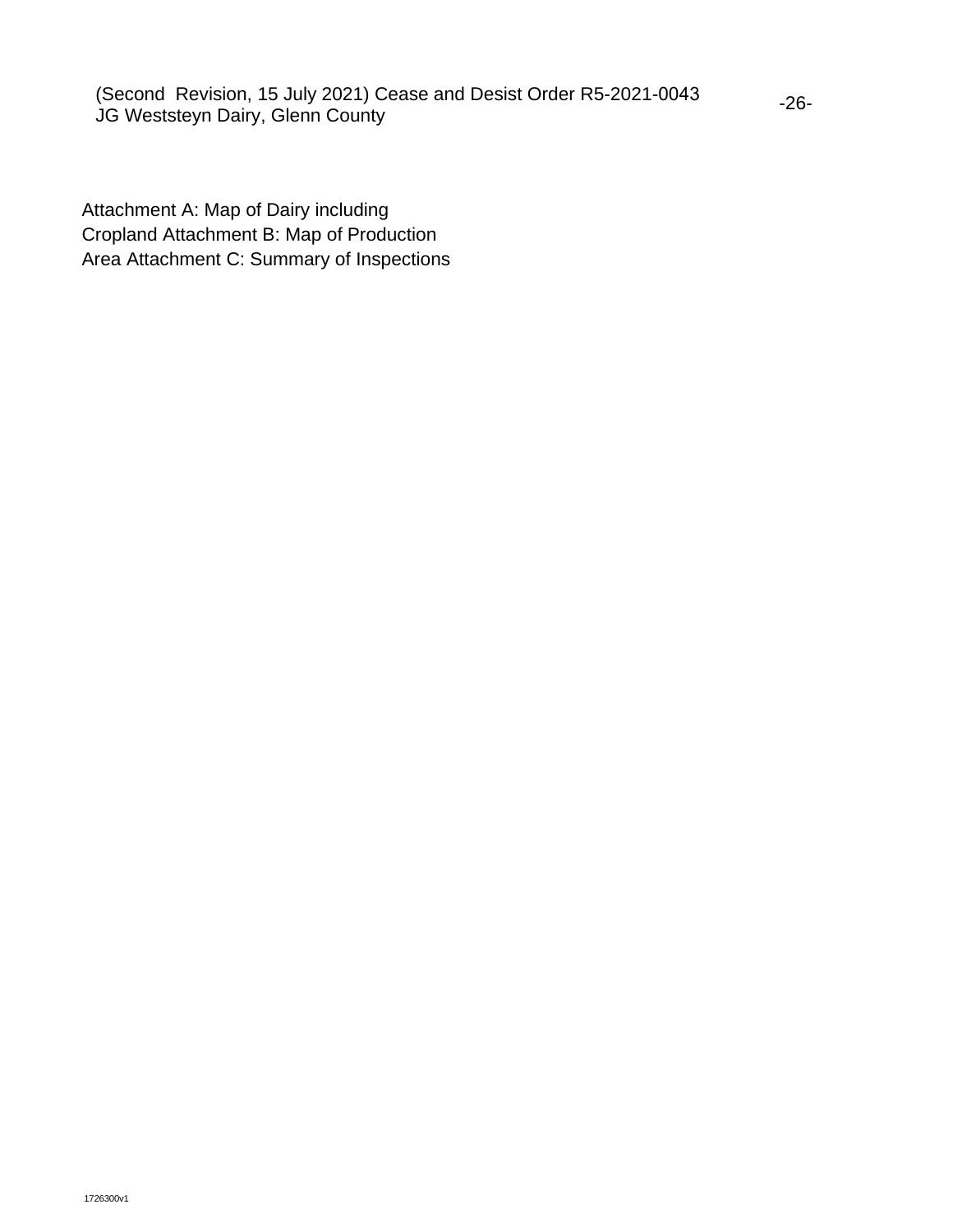Attachment A: Map of Dairy including
Cropland Attachment B: Map of Production
Area Attachment C: Summary of Inspections

1726300v1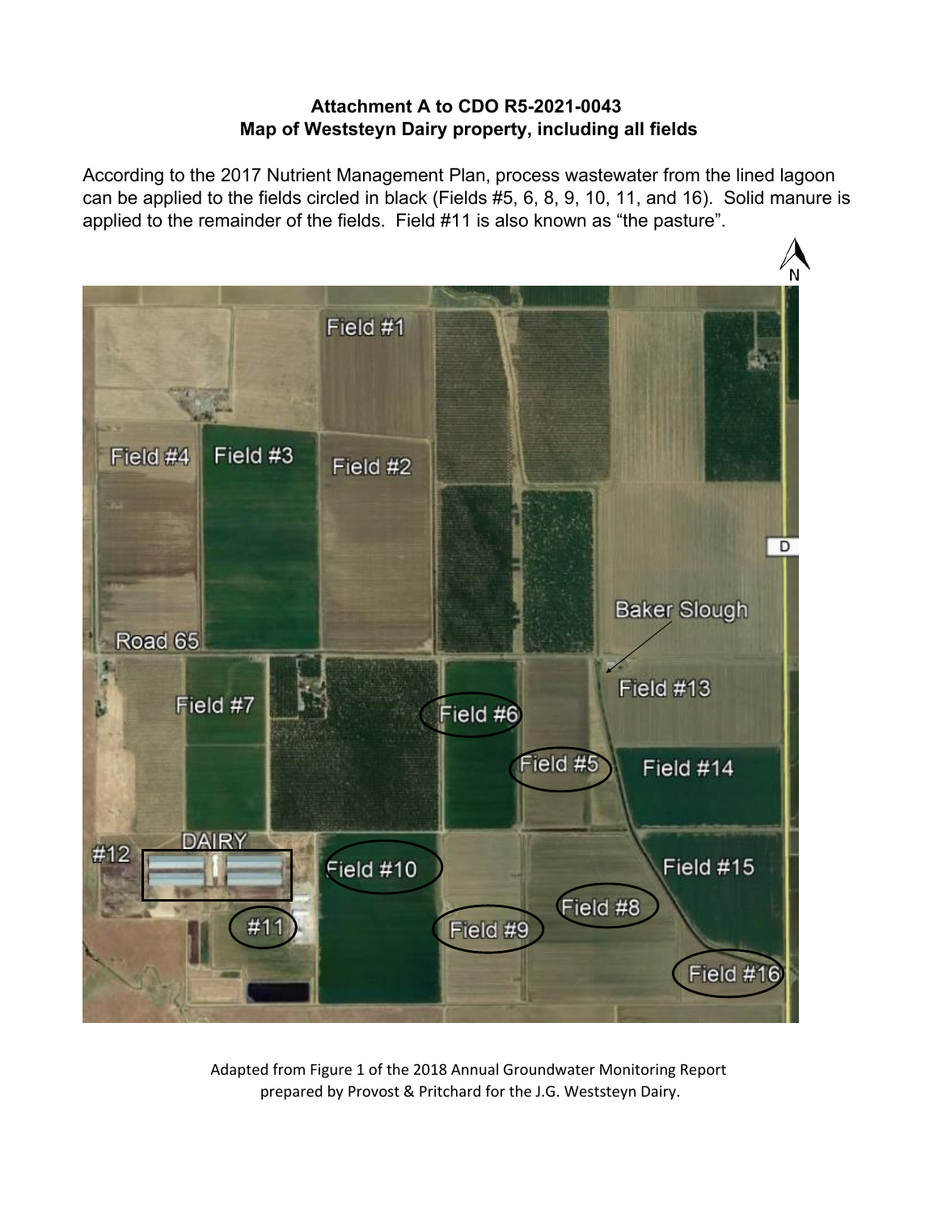# Attachment A to CDO R5-2021-0043
## Map of Weststeyn Dairy property, including all fields

According to the 2017 Nutrient Management Plan, process wastewater from the lined lagoon can be applied to the fields circled in black (Fields #5, 6, 8, 9, 10, 11, and 16). Solid manure is applied to the remainder of the fields. Field #11 is also known as "the pasture".

Adapted from Figure 1 of the 2018 Annual Groundwater Monitoring Report prepared by Provost & Pritchard for the J.G. Weststeyn Dairy.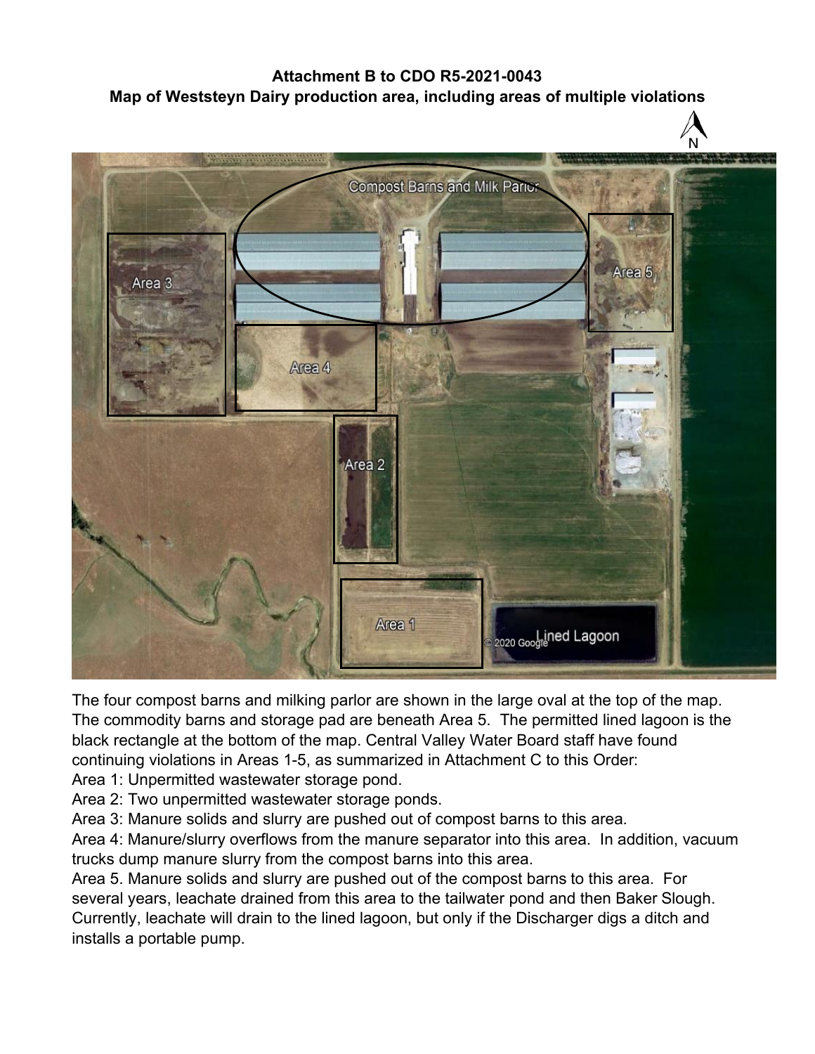**Attachment B to CDO R5-2021-0043**
**Map of Weststeyn Dairy production area, including areas of multiple violations**

The four compost barns and milking parlor are shown in the large oval at the top of the map. The commodity barns and storage pad are beneath Area 5. The permitted lined lagoon is the black rectangle at the bottom of the map. Central Valley Water Board staff have found continuing violations in Areas 1-5, as summarized in Attachment C to this Order:

Area 1: Unpermitted wastewater storage pond.
Area 2: Two unpermitted wastewater storage ponds.
Area 3: Manure solids and slurry are pushed out of compost barns to this area.
Area 4: Manure/slurry overflows from the manure separator into this area. In addition, vacuum trucks dump manure slurry from the compost barns into this area.
Area 5. Manure solids and slurry are pushed out of the compost barns to this area. For several years, leachate drained from this area to the tailwater pond and then Baker Slough. Currently, leachate will drain to the lined lagoon, but only if the Discharger digs a ditch and installs a portable pump.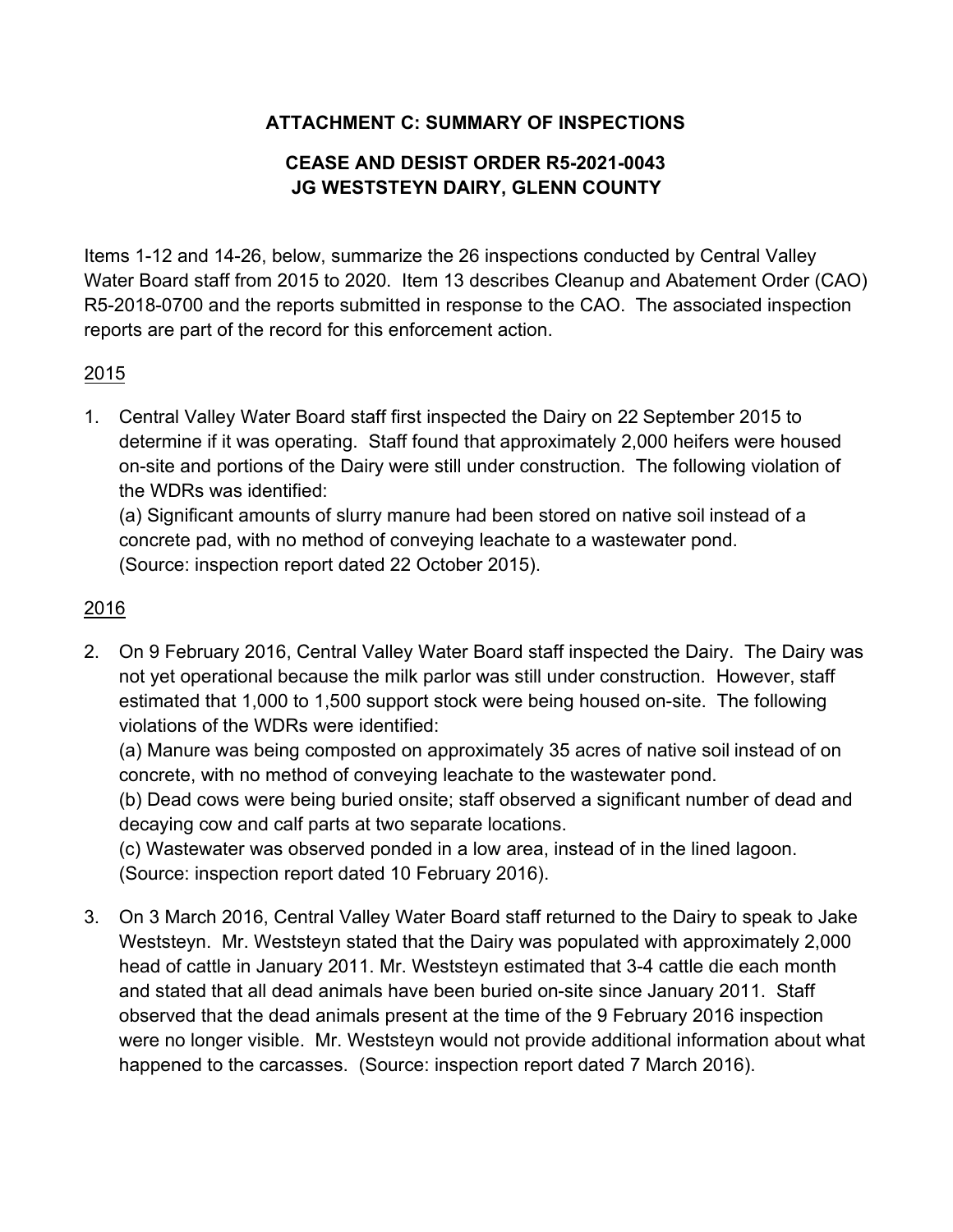**ATTACHMENT C: SUMMARY OF INSPECTIONS**

**CEASE AND DESIST ORDER R5-2021-0043**
**JG WESTSTEYN DAIRY, GLENN COUNTY**

Items 1-12 and 14-26, below, summarize the 26 inspections conducted by Central Valley Water Board staff from 2015 to 2020. Item 13 describes Cleanup and Abatement Order (CAO) R5-2018-0700 and the reports submitted in response to the CAO. The associated inspection reports are part of the record for this enforcement action.

2015

1. Central Valley Water Board staff first inspected the Dairy on 22 September 2015 to determine if it was operating. Staff found that approximately 2,000 heifers were housed on-site and portions of the Dairy were still under construction. The following violation of the WDRs was identified:
(a) Significant amounts of slurry manure had been stored on native soil instead of a concrete pad, with no method of conveying leachate to a wastewater pond. (Source: inspection report dated 22 October 2015).

2016

2. On 9 February 2016, Central Valley Water Board staff inspected the Dairy. The Dairy was not yet operational because the milk parlor was still under construction. However, staff estimated that 1,000 to 1,500 support stock were being housed on-site. The following violations of the WDRs were identified:
(a) Manure was being composted on approximately 35 acres of native soil instead of on concrete, with no method of conveying leachate to the wastewater pond.
(b) Dead cows were being buried onsite; staff observed a significant number of dead and decaying cow and calf parts at two separate locations.
(c) Wastewater was observed ponded in a low area, instead of in the lined lagoon. (Source: inspection report dated 10 February 2016).

3. On 3 March 2016, Central Valley Water Board staff returned to the Dairy to speak to Jake Weststeyn. Mr. Weststeyn stated that the Dairy was populated with approximately 2,000 head of cattle in January 2011. Mr. Weststeyn estimated that 3-4 cattle die each month and stated that all dead animals have been buried on-site since January 2011. Staff observed that the dead animals present at the time of the 9 February 2016 inspection were no longer visible. Mr. Weststeyn would not provide additional information about what happened to the carcasses. (Source: inspection report dated 7 March 2016).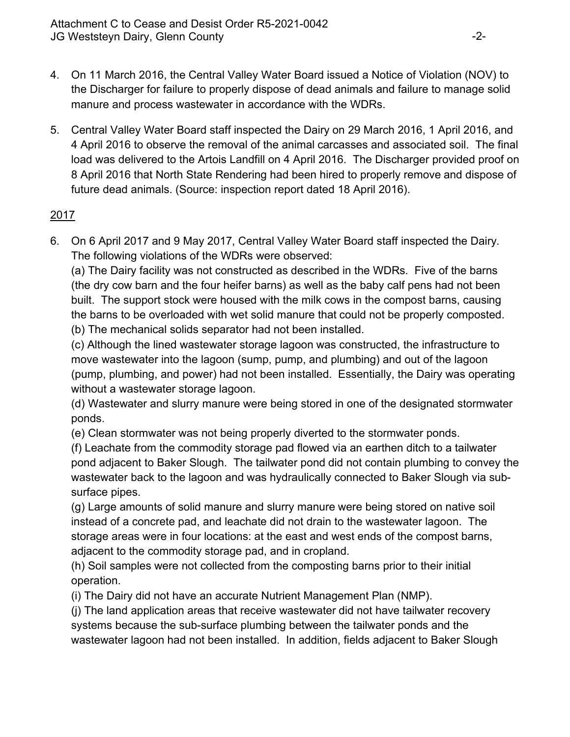4. On 11 March 2016, the Central Valley Water Board issued a Notice of Violation (NOV) to the Discharger for failure to properly dispose of dead animals and failure to manage solid manure and process wastewater in accordance with the WDRs.

5. Central Valley Water Board staff inspected the Dairy on 29 March 2016, 1 April 2016, and 4 April 2016 to observe the removal of the animal carcasses and associated soil. The final load was delivered to the Artois Landfill on 4 April 2016. The Discharger provided proof on 8 April 2016 that North State Rendering had been hired to properly remove and dispose of future dead animals. (Source: inspection report dated 18 April 2016).

<u>2017</u>

6. On 6 April 2017 and 9 May 2017, Central Valley Water Board staff inspected the Dairy. The following violations of the WDRs were observed:
   (a) The Dairy facility was not constructed as described in the WDRs. Five of the barns (the dry cow barn and the four heifer barns) as well as the baby calf pens had not been built. The support stock were housed with the milk cows in the compost barns, causing the barns to be overloaded with wet solid manure that could not be properly composted.
   (b) The mechanical solids separator had not been installed.
   (c) Although the lined wastewater storage lagoon was constructed, the infrastructure to move wastewater into the lagoon (sump, pump, and plumbing) and out of the lagoon (pump, plumbing, and power) had not been installed. Essentially, the Dairy was operating without a wastewater storage lagoon.
   (d) Wastewater and slurry manure were being stored in one of the designated stormwater ponds.
   (e) Clean stormwater was not being properly diverted to the stormwater ponds.
   (f) Leachate from the commodity storage pad flowed via an earthen ditch to a tailwater pond adjacent to Baker Slough. The tailwater pond did not contain plumbing to convey the wastewater back to the lagoon and was hydraulically connected to Baker Slough via sub-surface pipes.
   (g) Large amounts of solid manure and slurry manure were being stored on native soil instead of a concrete pad, and leachate did not drain to the wastewater lagoon. The storage areas were in four locations: at the east and west ends of the compost barns, adjacent to the commodity storage pad, and in cropland.
   (h) Soil samples were not collected from the composting barns prior to their initial operation.
   (i) The Dairy did not have an accurate Nutrient Management Plan (NMP).
   (j) The land application areas that receive wastewater did not have tailwater recovery systems because the sub-surface plumbing between the tailwater ponds and the wastewater lagoon had not been installed. In addition, fields adjacent to Baker Slough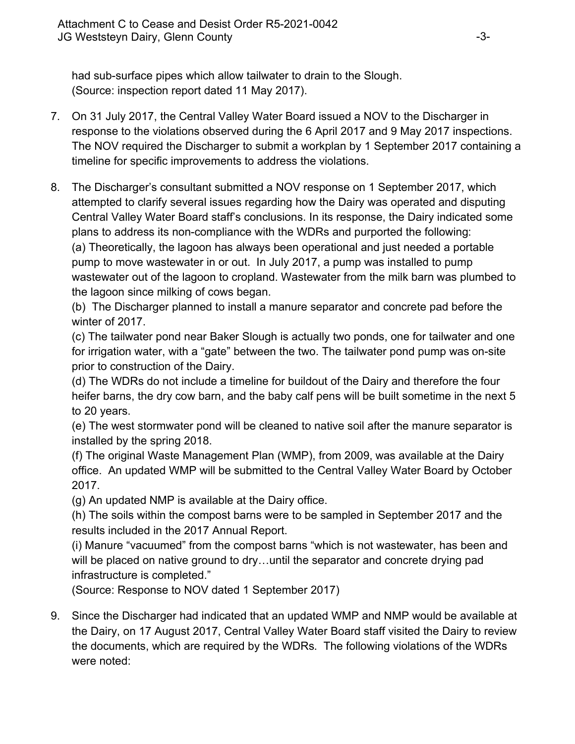had sub-surface pipes which allow tailwater to drain to the Slough. (Source: inspection report dated 11 May 2017).

7. On 31 July 2017, the Central Valley Water Board issued a NOV to the Discharger in response to the violations observed during the 6 April 2017 and 9 May 2017 inspections. The NOV required the Discharger to submit a workplan by 1 September 2017 containing a timeline for specific improvements to address the violations.

8. The Discharger's consultant submitted a NOV response on 1 September 2017, which attempted to clarify several issues regarding how the Dairy was operated and disputing Central Valley Water Board staff's conclusions. In its response, the Dairy indicated some plans to address its non-compliance with the WDRs and purported the following:
(a) Theoretically, the lagoon has always been operational and just needed a portable pump to move wastewater in or out. In July 2017, a pump was installed to pump wastewater out of the lagoon to cropland. Wastewater from the milk barn was plumbed to the lagoon since milking of cows began.
(b) The Discharger planned to install a manure separator and concrete pad before the winter of 2017.
(c) The tailwater pond near Baker Slough is actually two ponds, one for tailwater and one for irrigation water, with a "gate" between the two. The tailwater pond pump was on-site prior to construction of the Dairy.
(d) The WDRs do not include a timeline for buildout of the Dairy and therefore the four heifer barns, the dry cow barn, and the baby calf pens will be built sometime in the next 5 to 20 years.
(e) The west stormwater pond will be cleaned to native soil after the manure separator is installed by the spring 2018.
(f) The original Waste Management Plan (WMP), from 2009, was available at the Dairy office. An updated WMP will be submitted to the Central Valley Water Board by October 2017.
(g) An updated NMP is available at the Dairy office.
(h) The soils within the compost barns were to be sampled in September 2017 and the results included in the 2017 Annual Report.
(i) Manure "vacuumed" from the compost barns "which is not wastewater, has been and will be placed on native ground to dry…until the separator and concrete drying pad infrastructure is completed."
(Source: Response to NOV dated 1 September 2017)

9. Since the Discharger had indicated that an updated WMP and NMP would be available at the Dairy, on 17 August 2017, Central Valley Water Board staff visited the Dairy to review the documents, which are required by the WDRs. The following violations of the WDRs were noted: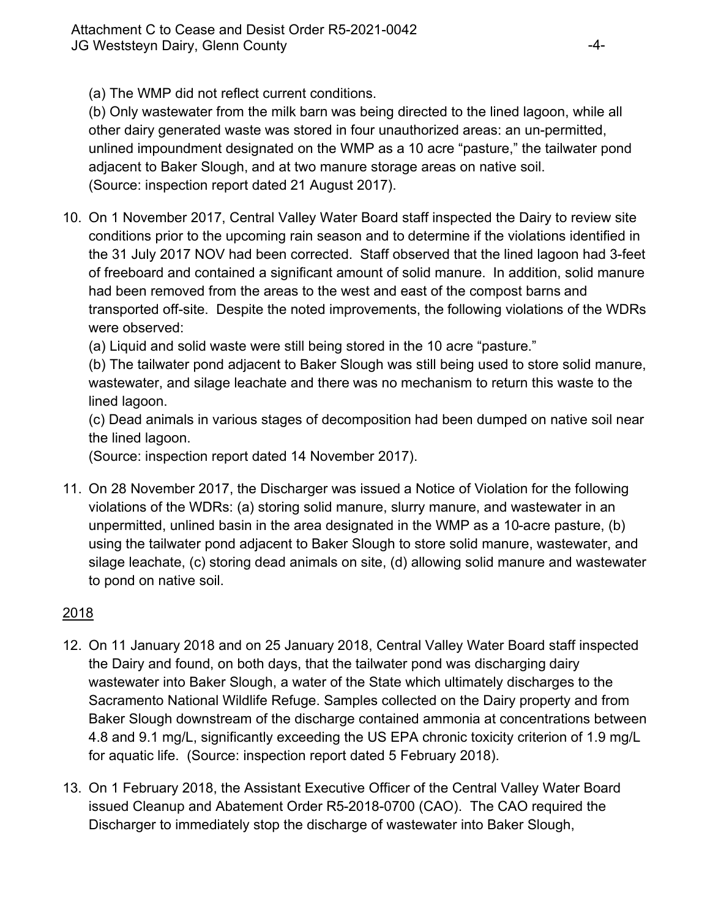(a) The WMP did not reflect current conditions.

(b) Only wastewater from the milk barn was being directed to the lined lagoon, while all other dairy generated waste was stored in four unauthorized areas: an un-permitted, unlined impoundment designated on the WMP as a 10 acre "pasture," the tailwater pond adjacent to Baker Slough, and at two manure storage areas on native soil. (Source: inspection report dated 21 August 2017).

10. On 1 November 2017, Central Valley Water Board staff inspected the Dairy to review site conditions prior to the upcoming rain season and to determine if the violations identified in the 31 July 2017 NOV had been corrected. Staff observed that the lined lagoon had 3-feet of freeboard and contained a significant amount of solid manure. In addition, solid manure had been removed from the areas to the west and east of the compost barns and transported off-site. Despite the noted improvements, the following violations of the WDRs were observed:

    (a) Liquid and solid waste were still being stored in the 10 acre "pasture."

    (b) The tailwater pond adjacent to Baker Slough was still being used to store solid manure, wastewater, and silage leachate and there was no mechanism to return this waste to the lined lagoon.

    (c) Dead animals in various stages of decomposition had been dumped on native soil near the lined lagoon.

    (Source: inspection report dated 14 November 2017).

11. On 28 November 2017, the Discharger was issued a Notice of Violation for the following violations of the WDRs: (a) storing solid manure, slurry manure, and wastewater in an unpermitted, unlined basin in the area designated in the WMP as a 10-acre pasture, (b) using the tailwater pond adjacent to Baker Slough to store solid manure, wastewater, and silage leachate, (c) storing dead animals on site, (d) allowing solid manure and wastewater to pond on native soil.

2018

12. On 11 January 2018 and on 25 January 2018, Central Valley Water Board staff inspected the Dairy and found, on both days, that the tailwater pond was discharging dairy wastewater into Baker Slough, a water of the State which ultimately discharges to the Sacramento National Wildlife Refuge. Samples collected on the Dairy property and from Baker Slough downstream of the discharge contained ammonia at concentrations between 4.8 and 9.1 mg/L, significantly exceeding the US EPA chronic toxicity criterion of 1.9 mg/L for aquatic life. (Source: inspection report dated 5 February 2018).

13. On 1 February 2018, the Assistant Executive Officer of the Central Valley Water Board issued Cleanup and Abatement Order R5-2018-0700 (CAO). The CAO required the Discharger to immediately stop the discharge of wastewater into Baker Slough,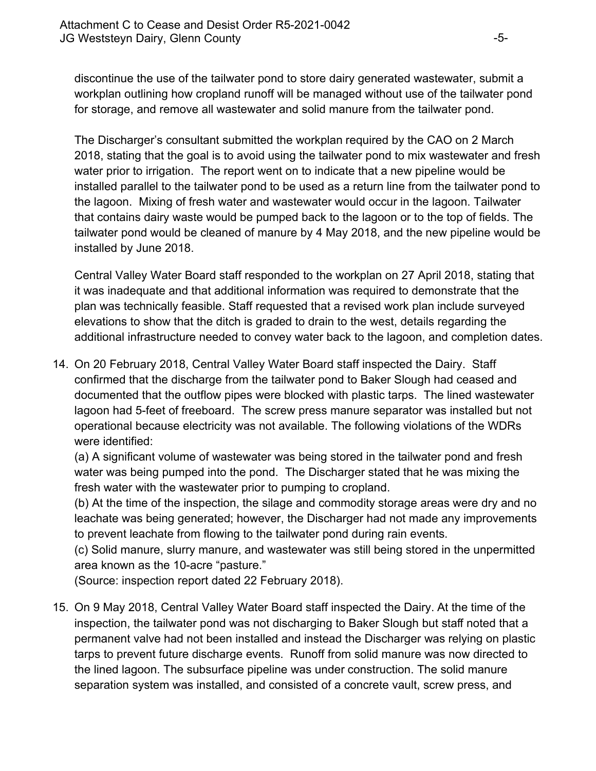discontinue the use of the tailwater pond to store dairy generated wastewater, submit a workplan outlining how cropland runoff will be managed without use of the tailwater pond for storage, and remove all wastewater and solid manure from the tailwater pond.

The Discharger's consultant submitted the workplan required by the CAO on 2 March 2018, stating that the goal is to avoid using the tailwater pond to mix wastewater and fresh water prior to irrigation. The report went on to indicate that a new pipeline would be installed parallel to the tailwater pond to be used as a return line from the tailwater pond to the lagoon. Mixing of fresh water and wastewater would occur in the lagoon. Tailwater that contains dairy waste would be pumped back to the lagoon or to the top of fields. The tailwater pond would be cleaned of manure by 4 May 2018, and the new pipeline would be installed by June 2018.

Central Valley Water Board staff responded to the workplan on 27 April 2018, stating that it was inadequate and that additional information was required to demonstrate that the plan was technically feasible. Staff requested that a revised work plan include surveyed elevations to show that the ditch is graded to drain to the west, details regarding the additional infrastructure needed to convey water back to the lagoon, and completion dates.

14. On 20 February 2018, Central Valley Water Board staff inspected the Dairy. Staff confirmed that the discharge from the tailwater pond to Baker Slough had ceased and documented that the outflow pipes were blocked with plastic tarps. The lined wastewater lagoon had 5-feet of freeboard. The screw press manure separator was installed but not operational because electricity was not available. The following violations of the WDRs were identified:
(a) A significant volume of wastewater was being stored in the tailwater pond and fresh water was being pumped into the pond. The Discharger stated that he was mixing the fresh water with the wastewater prior to pumping to cropland.
(b) At the time of the inspection, the silage and commodity storage areas were dry and no leachate was being generated; however, the Discharger had not made any improvements to prevent leachate from flowing to the tailwater pond during rain events.
(c) Solid manure, slurry manure, and wastewater was still being stored in the unpermitted area known as the 10-acre "pasture."
(Source: inspection report dated 22 February 2018).

15. On 9 May 2018, Central Valley Water Board staff inspected the Dairy. At the time of the inspection, the tailwater pond was not discharging to Baker Slough but staff noted that a permanent valve had not been installed and instead the Discharger was relying on plastic tarps to prevent future discharge events. Runoff from solid manure was now directed to the lined lagoon. The subsurface pipeline was under construction. The solid manure separation system was installed, and consisted of a concrete vault, screw press, and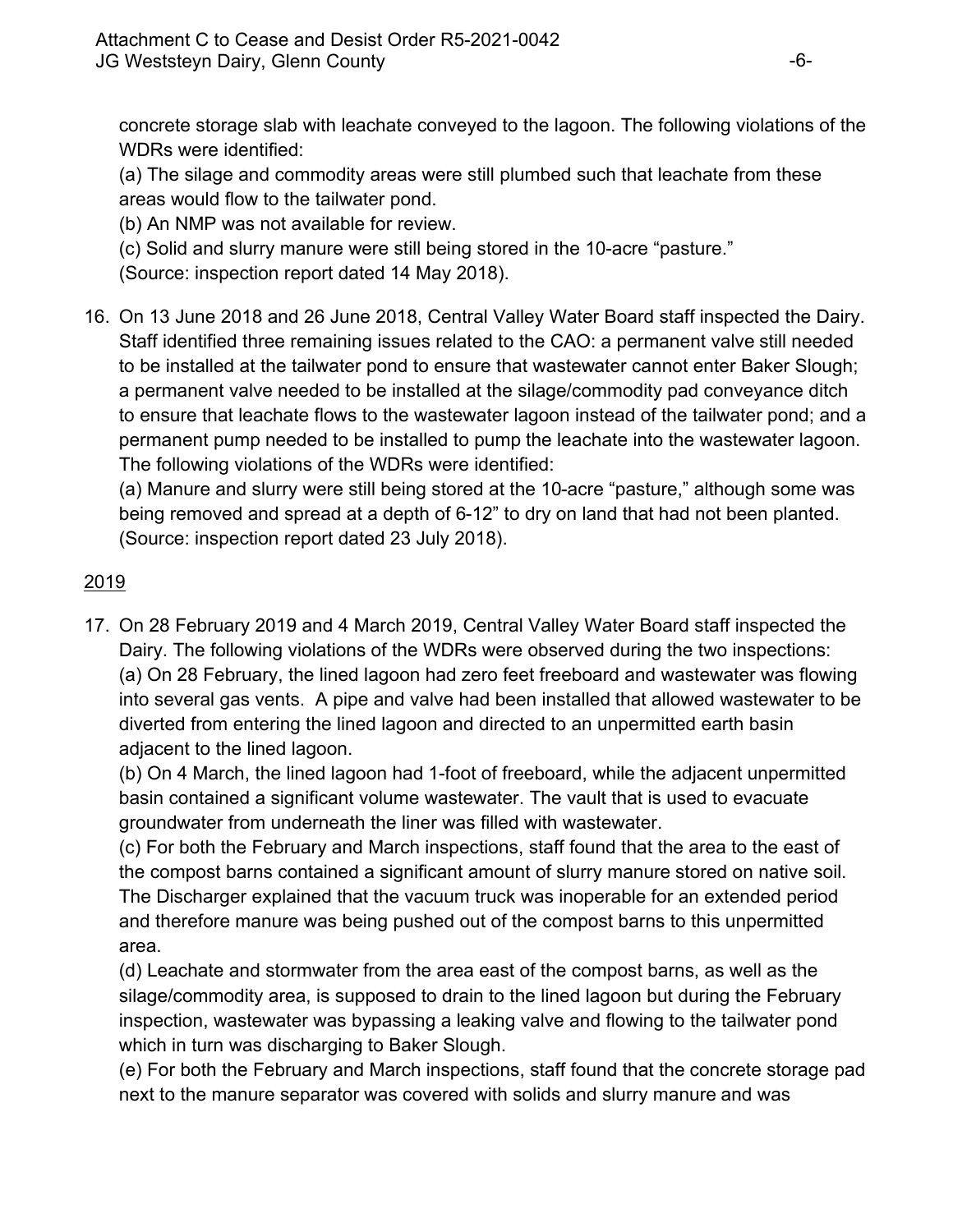concrete storage slab with leachate conveyed to the lagoon. The following violations of the WDRs were identified:

(a) The silage and commodity areas were still plumbed such that leachate from these areas would flow to the tailwater pond.

(b) An NMP was not available for review.

(c) Solid and slurry manure were still being stored in the 10-acre "pasture."

(Source: inspection report dated 14 May 2018).

16. On 13 June 2018 and 26 June 2018, Central Valley Water Board staff inspected the Dairy. Staff identified three remaining issues related to the CAO: a permanent valve still needed to be installed at the tailwater pond to ensure that wastewater cannot enter Baker Slough; a permanent valve needed to be installed at the silage/commodity pad conveyance ditch to ensure that leachate flows to the wastewater lagoon instead of the tailwater pond; and a permanent pump needed to be installed to pump the leachate into the wastewater lagoon. The following violations of the WDRs were identified:

    (a) Manure and slurry were still being stored at the 10-acre "pasture," although some was being removed and spread at a depth of 6-12" to dry on land that had not been planted. (Source: inspection report dated 23 July 2018).

<u>2019</u>

17. On 28 February 2019 and 4 March 2019, Central Valley Water Board staff inspected the Dairy. The following violations of the WDRs were observed during the two inspections:

    (a) On 28 February, the lined lagoon had zero feet freeboard and wastewater was flowing into several gas vents. A pipe and valve had been installed that allowed wastewater to be diverted from entering the lined lagoon and directed to an unpermitted earth basin adjacent to the lined lagoon.

    (b) On 4 March, the lined lagoon had 1-foot of freeboard, while the adjacent unpermitted basin contained a significant volume wastewater. The vault that is used to evacuate groundwater from underneath the liner was filled with wastewater.

    (c) For both the February and March inspections, staff found that the area to the east of the compost barns contained a significant amount of slurry manure stored on native soil. The Discharger explained that the vacuum truck was inoperable for an extended period and therefore manure was being pushed out of the compost barns to this unpermitted area.

    (d) Leachate and stormwater from the area east of the compost barns, as well as the silage/commodity area, is supposed to drain to the lined lagoon but during the February inspection, wastewater was bypassing a leaking valve and flowing to the tailwater pond which in turn was discharging to Baker Slough.

    (e) For both the February and March inspections, staff found that the concrete storage pad next to the manure separator was covered with solids and slurry manure and was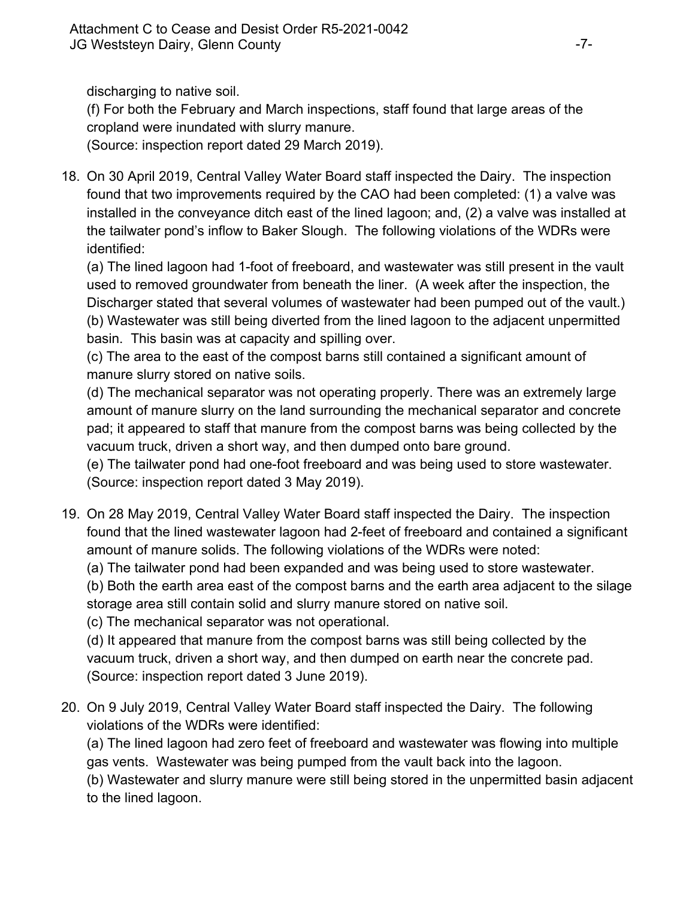discharging to native soil.

(f) For both the February and March inspections, staff found that large areas of the cropland were inundated with slurry manure.

(Source: inspection report dated 29 March 2019).

18. On 30 April 2019, Central Valley Water Board staff inspected the Dairy. The inspection found that two improvements required by the CAO had been completed: (1) a valve was installed in the conveyance ditch east of the lined lagoon; and, (2) a valve was installed at the tailwater pond's inflow to Baker Slough. The following violations of the WDRs were identified:

    (a) The lined lagoon had 1-foot of freeboard, and wastewater was still present in the vault used to removed groundwater from beneath the liner. (A week after the inspection, the Discharger stated that several volumes of wastewater had been pumped out of the vault.)

    (b) Wastewater was still being diverted from the lined lagoon to the adjacent unpermitted basin. This basin was at capacity and spilling over.

    (c) The area to the east of the compost barns still contained a significant amount of manure slurry stored on native soils.

    (d) The mechanical separator was not operating properly. There was an extremely large amount of manure slurry on the land surrounding the mechanical separator and concrete pad; it appeared to staff that manure from the compost barns was being collected by the vacuum truck, driven a short way, and then dumped onto bare ground.

    (e) The tailwater pond had one-foot freeboard and was being used to store wastewater.

    (Source: inspection report dated 3 May 2019).

19. On 28 May 2019, Central Valley Water Board staff inspected the Dairy. The inspection found that the lined wastewater lagoon had 2-feet of freeboard and contained a significant amount of manure solids. The following violations of the WDRs were noted:

    (a) The tailwater pond had been expanded and was being used to store wastewater.

    (b) Both the earth area east of the compost barns and the earth area adjacent to the silage storage area still contain solid and slurry manure stored on native soil.

    (c) The mechanical separator was not operational.

    (d) It appeared that manure from the compost barns was still being collected by the vacuum truck, driven a short way, and then dumped on earth near the concrete pad.

    (Source: inspection report dated 3 June 2019).

20. On 9 July 2019, Central Valley Water Board staff inspected the Dairy. The following violations of the WDRs were identified:

    (a) The lined lagoon had zero feet of freeboard and wastewater was flowing into multiple gas vents. Wastewater was being pumped from the vault back into the lagoon.

    (b) Wastewater and slurry manure were still being stored in the unpermitted basin adjacent to the lined lagoon.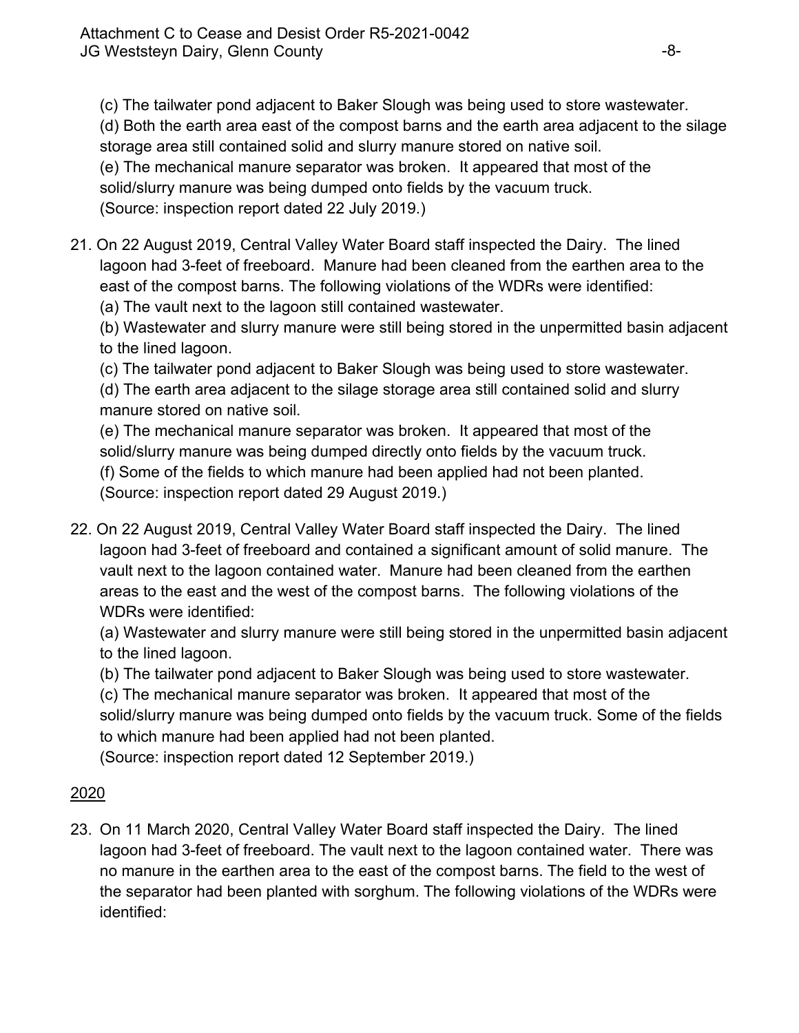(c) The tailwater pond adjacent to Baker Slough was being used to store wastewater.
(d) Both the earth area east of the compost barns and the earth area adjacent to the silage storage area still contained solid and slurry manure stored on native soil.
(e) The mechanical manure separator was broken. It appeared that most of the solid/slurry manure was being dumped onto fields by the vacuum truck.
(Source: inspection report dated 22 July 2019.)

21. On 22 August 2019, Central Valley Water Board staff inspected the Dairy. The lined lagoon had 3-feet of freeboard. Manure had been cleaned from the earthen area to the east of the compost barns. The following violations of the WDRs were identified:
(a) The vault next to the lagoon still contained wastewater.
(b) Wastewater and slurry manure were still being stored in the unpermitted basin adjacent to the lined lagoon.
(c) The tailwater pond adjacent to Baker Slough was being used to store wastewater.
(d) The earth area adjacent to the silage storage area still contained solid and slurry manure stored on native soil.
(e) The mechanical manure separator was broken. It appeared that most of the solid/slurry manure was being dumped directly onto fields by the vacuum truck.
(f) Some of the fields to which manure had been applied had not been planted.
(Source: inspection report dated 29 August 2019.)

22. On 22 August 2019, Central Valley Water Board staff inspected the Dairy. The lined lagoon had 3-feet of freeboard and contained a significant amount of solid manure. The vault next to the lagoon contained water. Manure had been cleaned from the earthen areas to the east and the west of the compost barns. The following violations of the WDRs were identified:
(a) Wastewater and slurry manure were still being stored in the unpermitted basin adjacent to the lined lagoon.
(b) The tailwater pond adjacent to Baker Slough was being used to store wastewater.
(c) The mechanical manure separator was broken. It appeared that most of the solid/slurry manure was being dumped onto fields by the vacuum truck. Some of the fields to which manure had been applied had not been planted.
(Source: inspection report dated 12 September 2019.)

2020

23. On 11 March 2020, Central Valley Water Board staff inspected the Dairy. The lined lagoon had 3-feet of freeboard. The vault next to the lagoon contained water. There was no manure in the earthen area to the east of the compost barns. The field to the west of the separator had been planted with sorghum. The following violations of the WDRs were identified: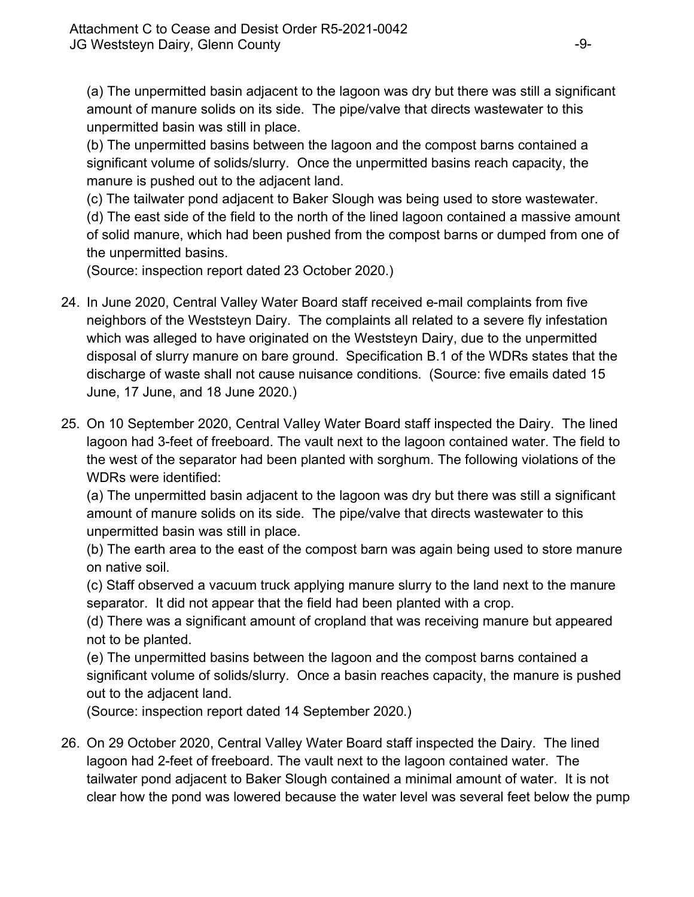(a) The unpermitted basin adjacent to the lagoon was dry but there was still a significant amount of manure solids on its side. The pipe/valve that directs wastewater to this unpermitted basin was still in place.

(b) The unpermitted basins between the lagoon and the compost barns contained a significant volume of solids/slurry. Once the unpermitted basins reach capacity, the manure is pushed out to the adjacent land.

(c) The tailwater pond adjacent to Baker Slough was being used to store wastewater.

(d) The east side of the field to the north of the lined lagoon contained a massive amount of solid manure, which had been pushed from the compost barns or dumped from one of the unpermitted basins.

(Source: inspection report dated 23 October 2020.)

24. In June 2020, Central Valley Water Board staff received e-mail complaints from five neighbors of the Weststeyn Dairy. The complaints all related to a severe fly infestation which was alleged to have originated on the Weststeyn Dairy, due to the unpermitted disposal of slurry manure on bare ground. Specification B.1 of the WDRs states that the discharge of waste shall not cause nuisance conditions. (Source: five emails dated 15 June, 17 June, and 18 June 2020.)

25. On 10 September 2020, Central Valley Water Board staff inspected the Dairy. The lined lagoon had 3-feet of freeboard. The vault next to the lagoon contained water. The field to the west of the separator had been planted with sorghum. The following violations of the WDRs were identified:

    (a) The unpermitted basin adjacent to the lagoon was dry but there was still a significant amount of manure solids on its side. The pipe/valve that directs wastewater to this unpermitted basin was still in place.

    (b) The earth area to the east of the compost barn was again being used to store manure on native soil.

    (c) Staff observed a vacuum truck applying manure slurry to the land next to the manure separator. It did not appear that the field had been planted with a crop.

    (d) There was a significant amount of cropland that was receiving manure but appeared not to be planted.

    (e) The unpermitted basins between the lagoon and the compost barns contained a significant volume of solids/slurry. Once a basin reaches capacity, the manure is pushed out to the adjacent land.

    (Source: inspection report dated 14 September 2020.)

26. On 29 October 2020, Central Valley Water Board staff inspected the Dairy. The lined lagoon had 2-feet of freeboard. The vault next to the lagoon contained water. The tailwater pond adjacent to Baker Slough contained a minimal amount of water. It is not clear how the pond was lowered because the water level was several feet below the pump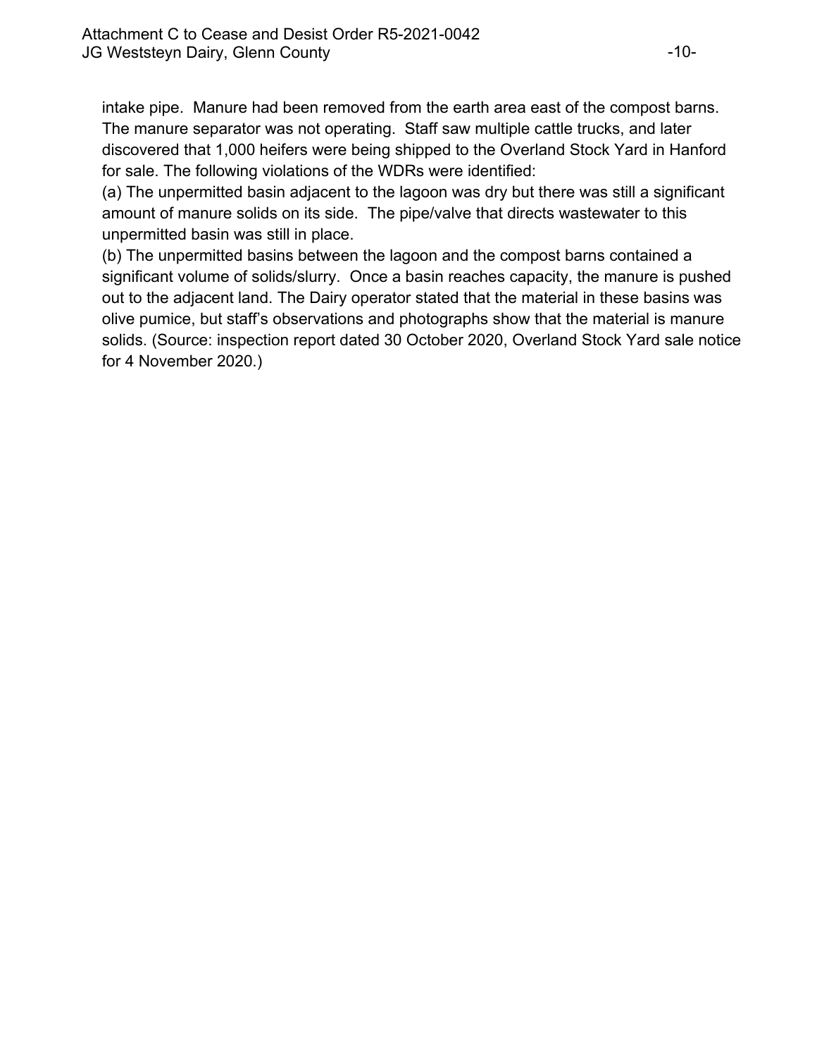intake pipe. Manure had been removed from the earth area east of the compost barns. The manure separator was not operating. Staff saw multiple cattle trucks, and later discovered that 1,000 heifers were being shipped to the Overland Stock Yard in Hanford for sale. The following violations of the WDRs were identified:

(a) The unpermitted basin adjacent to the lagoon was dry but there was still a significant amount of manure solids on its side. The pipe/valve that directs wastewater to this unpermitted basin was still in place.

(b) The unpermitted basins between the lagoon and the compost barns contained a significant volume of solids/slurry. Once a basin reaches capacity, the manure is pushed out to the adjacent land. The Dairy operator stated that the material in these basins was olive pumice, but staff's observations and photographs show that the material is manure solids. (Source: inspection report dated 30 October 2020, Overland Stock Yard sale notice for 4 November 2020.)